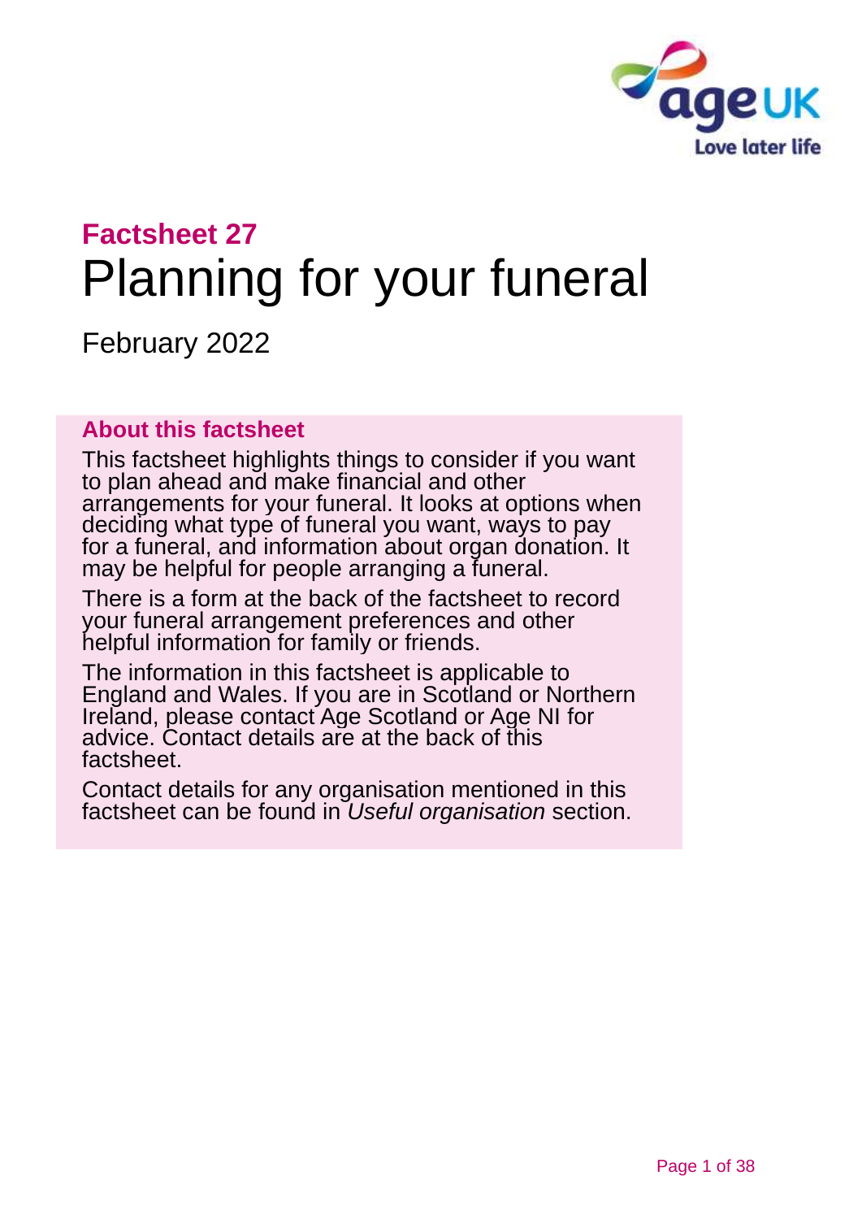# Factsheet 27

# Planning for your funeral

February 2022

### About this factsheet

This factsheet highlights things to consider if you want to plan ahead and make financial and other arrangements for your funeral. It looks at options when deciding what type of funeral you want, ways to pay for a funeral, and information about organ donation. It may be helpful for people arranging a funeral.

There is a form at the back of the factsheet to record your funeral arrangement preferences and other helpful information for family or friends.

The information in this factsheet is applicable to England and Wales. If you are in Scotland or Northern Ireland, please contact Age Scotland or Age NI for advice. Contact details are at the back of this factsheet.

Contact details for any organisation mentioned in this factsheet can be found in *Useful organisation* section.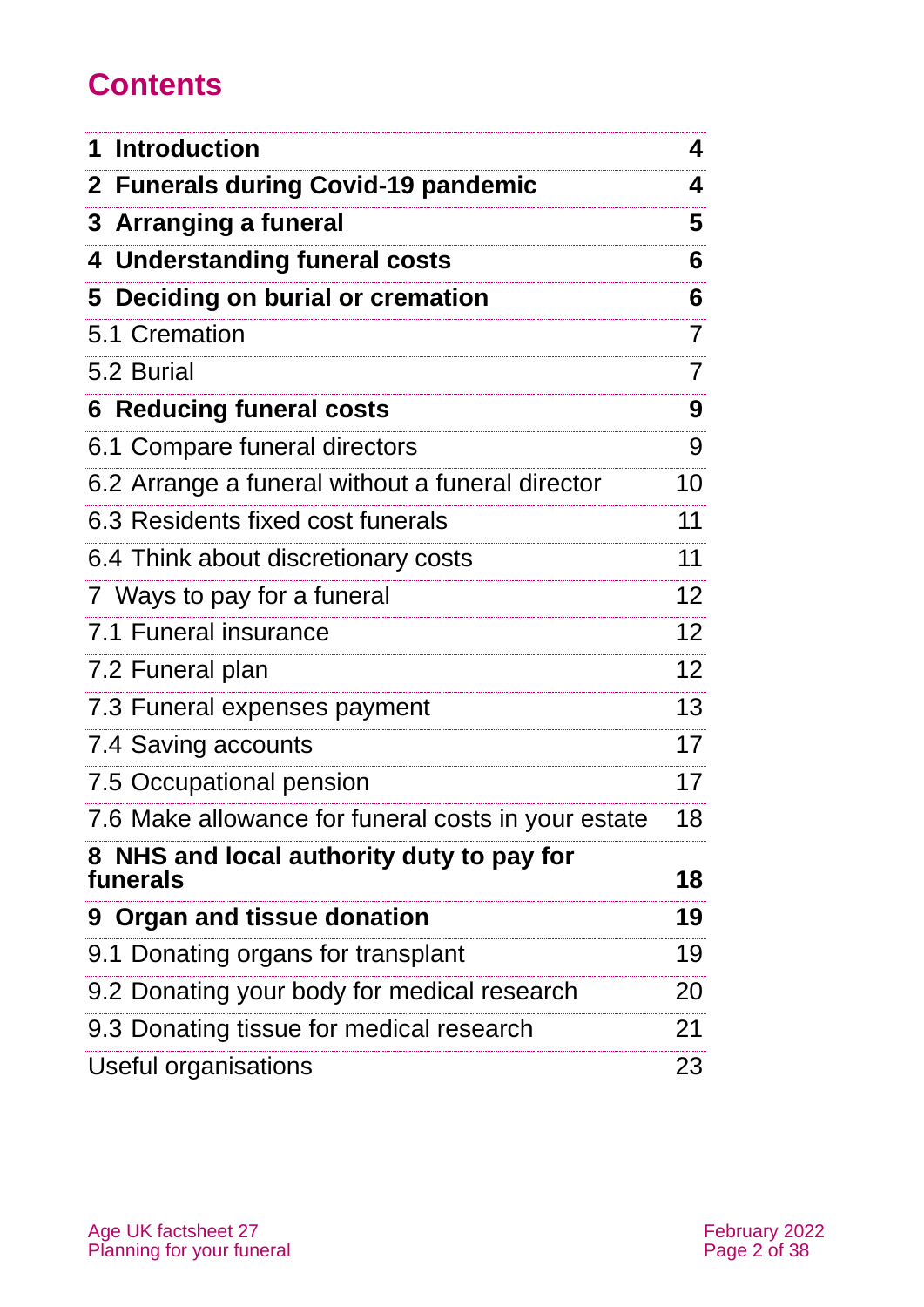## Contents

| | |
|---|---|
| **1 Introduction** | **4** |
| **2 Funerals during Covid-19 pandemic** | **4** |
| **3 Arranging a funeral** | **5** |
| **4 Understanding funeral costs** | **6** |
| **5 Deciding on burial or cremation** | **6** |
| 5.1 Cremation | 7 |
| 5.2 Burial | 7 |
| **6 Reducing funeral costs** | **9** |
| 6.1 Compare funeral directors | 9 |
| 6.2 Arrange a funeral without a funeral director | 10 |
| 6.3 Residents fixed cost funerals | 11 |
| 6.4 Think about discretionary costs | 11 |
| 7 Ways to pay for a funeral | 12 |
| 7.1 Funeral insurance | 12 |
| 7.2 Funeral plan | 12 |
| 7.3 Funeral expenses payment | 13 |
| 7.4 Saving accounts | 17 |
| 7.5 Occupational pension | 17 |
| 7.6 Make allowance for funeral costs in your estate | 18 |
| **8 NHS and local authority duty to pay for funerals** | **18** |
| **9 Organ and tissue donation** | **19** |
| 9.1 Donating organs for transplant | 19 |
| 9.2 Donating your body for medical research | 20 |
| 9.3 Donating tissue for medical research | 21 |
| Useful organisations | 23 |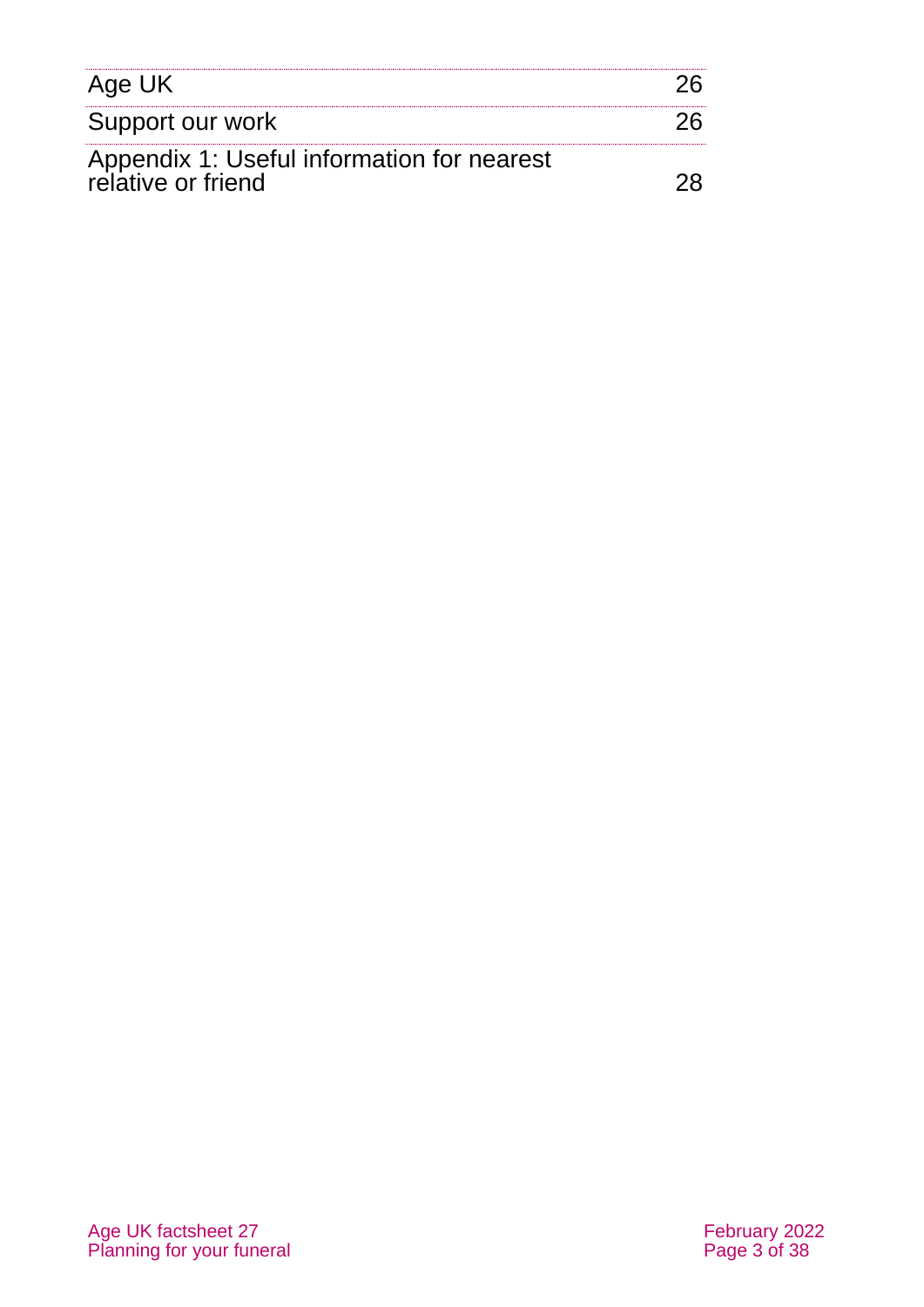| | |
|---|---|
| Age UK | 26 |
| Support our work | 26 |
| Appendix 1: Useful information for nearest relative or friend | 28 |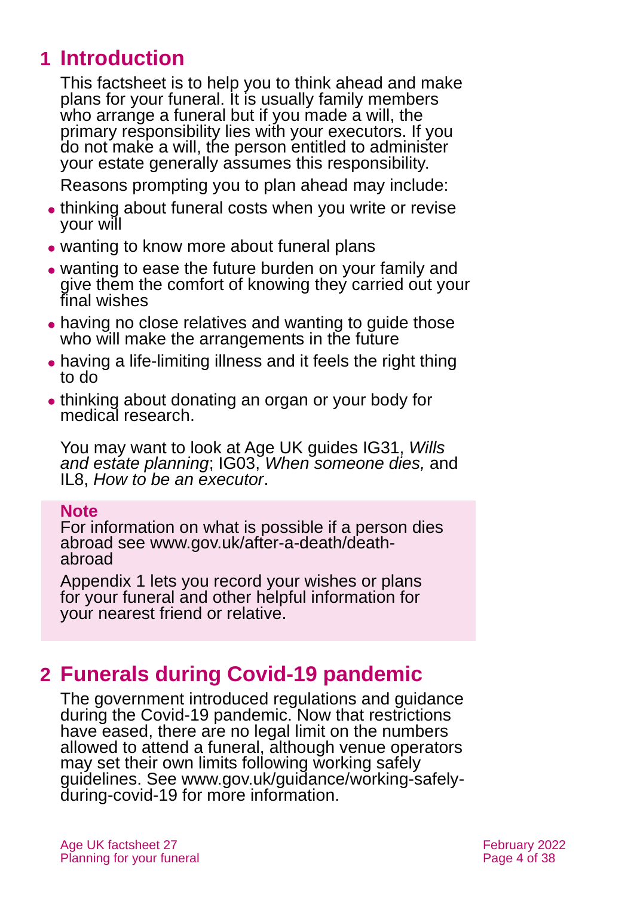## 1 Introduction

This factsheet is to help you to think ahead and make plans for your funeral. It is usually family members who arrange a funeral but if you made a will, the primary responsibility lies with your executors. If you do not make a will, the person entitled to administer your estate generally assumes this responsibility.

Reasons prompting you to plan ahead may include:

- thinking about funeral costs when you write or revise your will
- wanting to know more about funeral plans
- wanting to ease the future burden on your family and give them the comfort of knowing they carried out your final wishes
- having no close relatives and wanting to guide those who will make the arrangements in the future
- having a life-limiting illness and it feels the right thing to do
- thinking about donating an organ or your body for medical research.

You may want to look at Age UK guides IG31, *Wills and estate planning*; IG03, *When someone dies,* and IL8, *How to be an executor*.

**Note**

For information on what is possible if a person dies abroad see www.gov.uk/after-a-death/death-abroad

Appendix 1 lets you record your wishes or plans for your funeral and other helpful information for your nearest friend or relative.

## 2 Funerals during Covid-19 pandemic

The government introduced regulations and guidance during the Covid-19 pandemic. Now that restrictions have eased, there are no legal limit on the numbers allowed to attend a funeral, although venue operators may set their own limits following working safely guidelines. See www.gov.uk/guidance/working-safely-during-covid-19 for more information.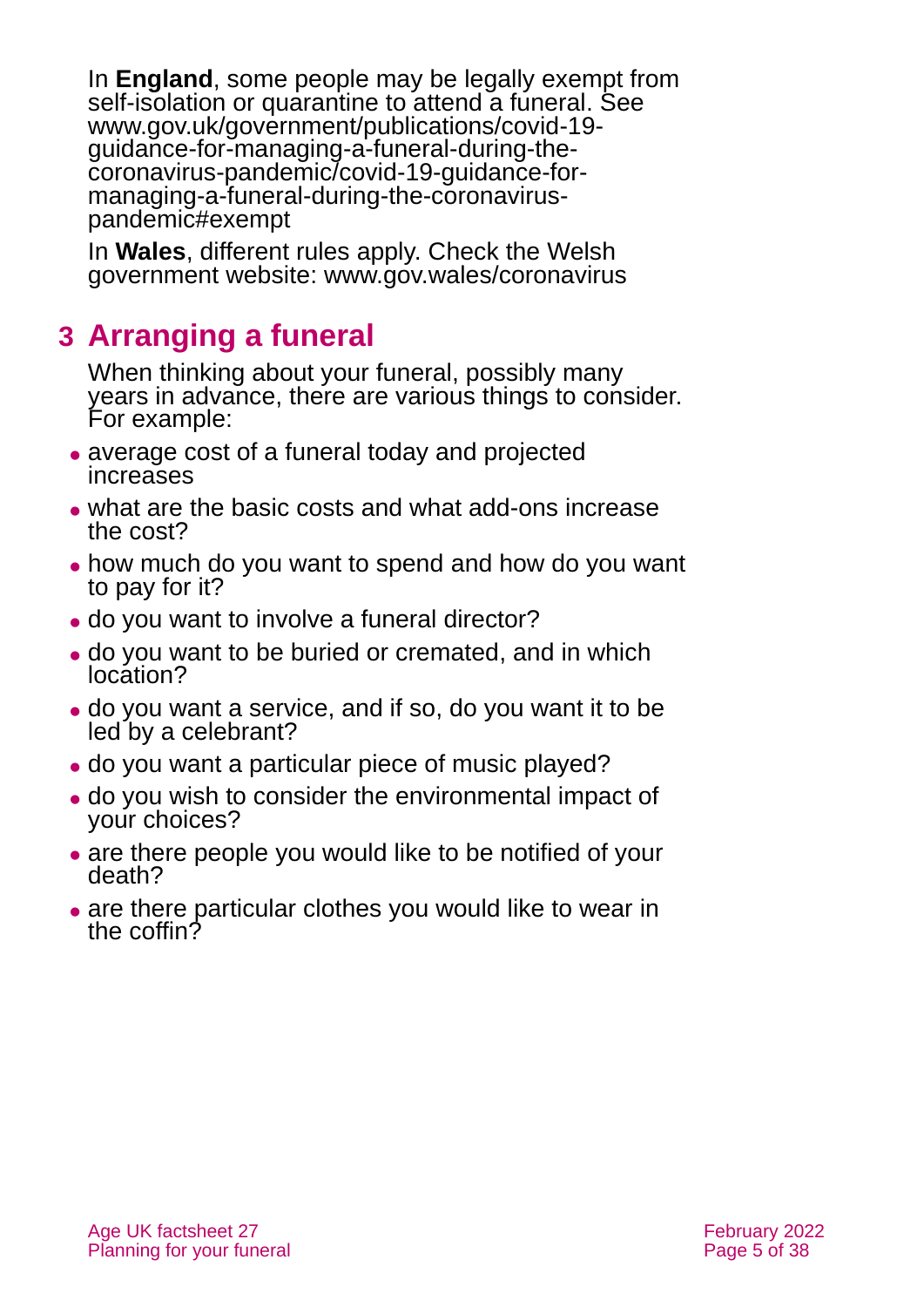In **England**, some people may be legally exempt from self-isolation or quarantine to attend a funeral. See www.gov.uk/government/publications/covid-19-guidance-for-managing-a-funeral-during-the-coronavirus-pandemic/covid-19-guidance-for-managing-a-funeral-during-the-coronavirus-pandemic#exempt

In **Wales**, different rules apply. Check the Welsh government website: www.gov.wales/coronavirus

## 3 Arranging a funeral

When thinking about your funeral, possibly many years in advance, there are various things to consider. For example:

- average cost of a funeral today and projected increases
- what are the basic costs and what add-ons increase the cost?
- how much do you want to spend and how do you want to pay for it?
- do you want to involve a funeral director?
- do you want to be buried or cremated, and in which location?
- do you want a service, and if so, do you want it to be led by a celebrant?
- do you want a particular piece of music played?
- do you wish to consider the environmental impact of your choices?
- are there people you would like to be notified of your death?
- are there particular clothes you would like to wear in the coffin?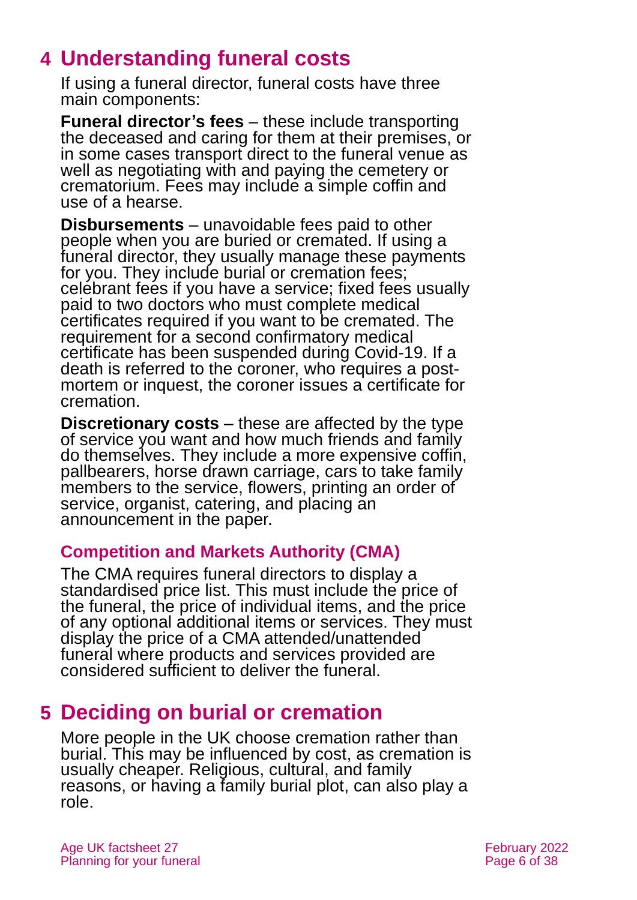## 4 Understanding funeral costs

If using a funeral director, funeral costs have three main components:

**Funeral director's fees** – these include transporting the deceased and caring for them at their premises, or in some cases transport direct to the funeral venue as well as negotiating with and paying the cemetery or crematorium. Fees may include a simple coffin and use of a hearse.

**Disbursements** – unavoidable fees paid to other people when you are buried or cremated. If using a funeral director, they usually manage these payments for you. They include burial or cremation fees; celebrant fees if you have a service; fixed fees usually paid to two doctors who must complete medical certificates required if you want to be cremated. The requirement for a second confirmatory medical certificate has been suspended during Covid-19. If a death is referred to the coroner, who requires a post-mortem or inquest, the coroner issues a certificate for cremation.

**Discretionary costs** – these are affected by the type of service you want and how much friends and family do themselves. They include a more expensive coffin, pallbearers, horse drawn carriage, cars to take family members to the service, flowers, printing an order of service, organist, catering, and placing an announcement in the paper.

### Competition and Markets Authority (CMA)

The CMA requires funeral directors to display a standardised price list. This must include the price of the funeral, the price of individual items, and the price of any optional additional items or services. They must display the price of a CMA attended/unattended funeral where products and services provided are considered sufficient to deliver the funeral.

## 5 Deciding on burial or cremation

More people in the UK choose cremation rather than burial. This may be influenced by cost, as cremation is usually cheaper. Religious, cultural, and family reasons, or having a family burial plot, can also play a role.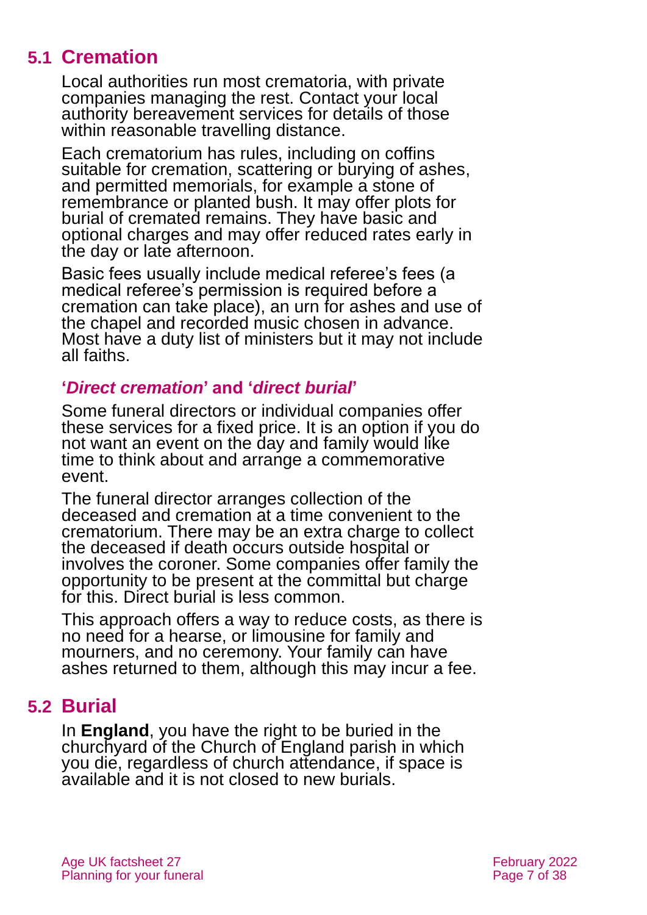## 5.1 Cremation

Local authorities run most crematoria, with private companies managing the rest. Contact your local authority bereavement services for details of those within reasonable travelling distance.

Each crematorium has rules, including on coffins suitable for cremation, scattering or burying of ashes, and permitted memorials, for example a stone of remembrance or planted bush. It may offer plots for burial of cremated remains. They have basic and optional charges and may offer reduced rates early in the day or late afternoon.

Basic fees usually include medical referee's fees (a medical referee's permission is required before a cremation can take place), an urn for ashes and use of the chapel and recorded music chosen in advance. Most have a duty list of ministers but it may not include all faiths.

### '*Direct cremation*' and '*direct burial*'

Some funeral directors or individual companies offer these services for a fixed price. It is an option if you do not want an event on the day and family would like time to think about and arrange a commemorative event.

The funeral director arranges collection of the deceased and cremation at a time convenient to the crematorium. There may be an extra charge to collect the deceased if death occurs outside hospital or involves the coroner. Some companies offer family the opportunity to be present at the committal but charge for this. Direct burial is less common.

This approach offers a way to reduce costs, as there is no need for a hearse, or limousine for family and mourners, and no ceremony. Your family can have ashes returned to them, although this may incur a fee.

## 5.2 Burial

In **England**, you have the right to be buried in the churchyard of the Church of England parish in which you die, regardless of church attendance, if space is available and it is not closed to new burials.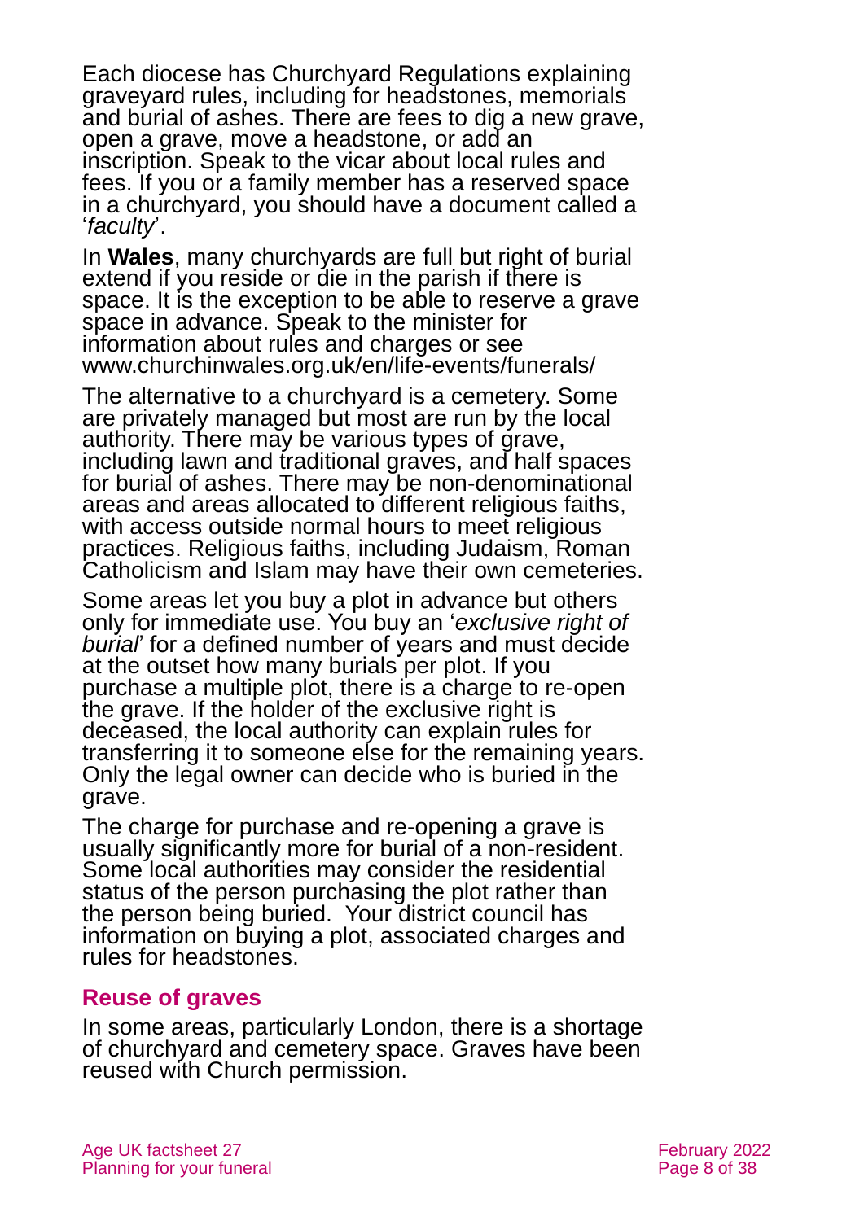Each diocese has Churchyard Regulations explaining graveyard rules, including for headstones, memorials and burial of ashes. There are fees to dig a new grave, open a grave, move a headstone, or add an inscription. Speak to the vicar about local rules and fees. If you or a family member has a reserved space in a churchyard, you should have a document called a '*faculty*'.

In **Wales**, many churchyards are full but right of burial extend if you reside or die in the parish if there is space. It is the exception to be able to reserve a grave space in advance. Speak to the minister for information about rules and charges or see www.churchinwales.org.uk/en/life-events/funerals/

The alternative to a churchyard is a cemetery. Some are privately managed but most are run by the local authority. There may be various types of grave, including lawn and traditional graves, and half spaces for burial of ashes. There may be non-denominational areas and areas allocated to different religious faiths, with access outside normal hours to meet religious practices. Religious faiths, including Judaism, Roman Catholicism and Islam may have their own cemeteries.

Some areas let you buy a plot in advance but others only for immediate use. You buy an '*exclusive right of burial*' for a defined number of years and must decide at the outset how many burials per plot. If you purchase a multiple plot, there is a charge to re-open the grave. If the holder of the exclusive right is deceased, the local authority can explain rules for transferring it to someone else for the remaining years. Only the legal owner can decide who is buried in the grave.

The charge for purchase and re-opening a grave is usually significantly more for burial of a non-resident. Some local authorities may consider the residential status of the person purchasing the plot rather than the person being buried. Your district council has information on buying a plot, associated charges and rules for headstones.

## Reuse of graves

In some areas, particularly London, there is a shortage of churchyard and cemetery space. Graves have been reused with Church permission.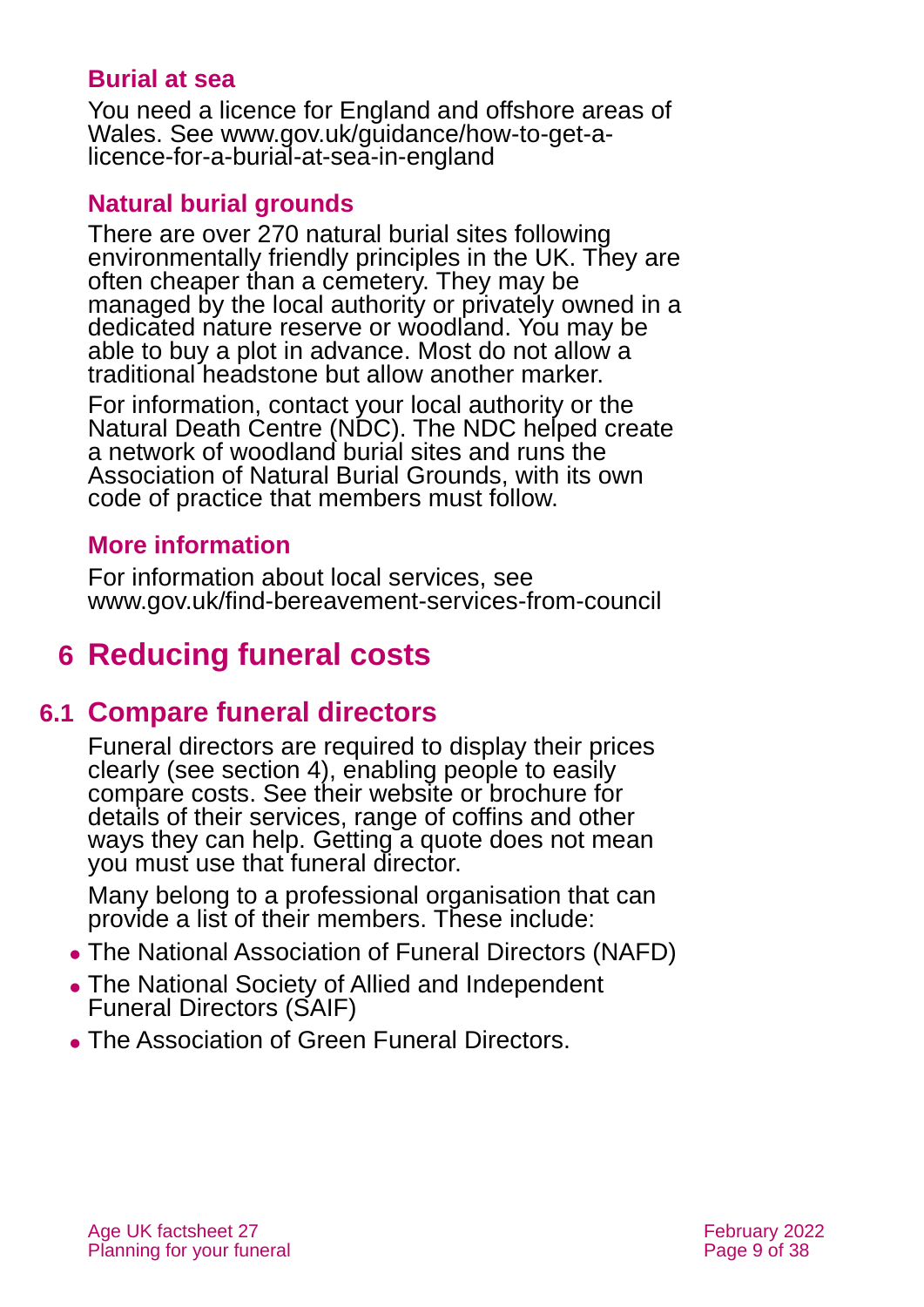### Burial at sea

You need a licence for England and offshore areas of Wales. See www.gov.uk/guidance/how-to-get-a-licence-for-a-burial-at-sea-in-england

### Natural burial grounds

There are over 270 natural burial sites following environmentally friendly principles in the UK. They are often cheaper than a cemetery. They may be managed by the local authority or privately owned in a dedicated nature reserve or woodland. You may be able to buy a plot in advance. Most do not allow a traditional headstone but allow another marker.

For information, contact your local authority or the Natural Death Centre (NDC). The NDC helped create a network of woodland burial sites and runs the Association of Natural Burial Grounds, with its own code of practice that members must follow.

### More information

For information about local services, see www.gov.uk/find-bereavement-services-from-council

# 6 Reducing funeral costs

## 6.1 Compare funeral directors

Funeral directors are required to display their prices clearly (see section 4), enabling people to easily compare costs. See their website or brochure for details of their services, range of coffins and other ways they can help. Getting a quote does not mean you must use that funeral director.

Many belong to a professional organisation that can provide a list of their members. These include:

- The National Association of Funeral Directors (NAFD)
- The National Society of Allied and Independent Funeral Directors (SAIF)
- The Association of Green Funeral Directors.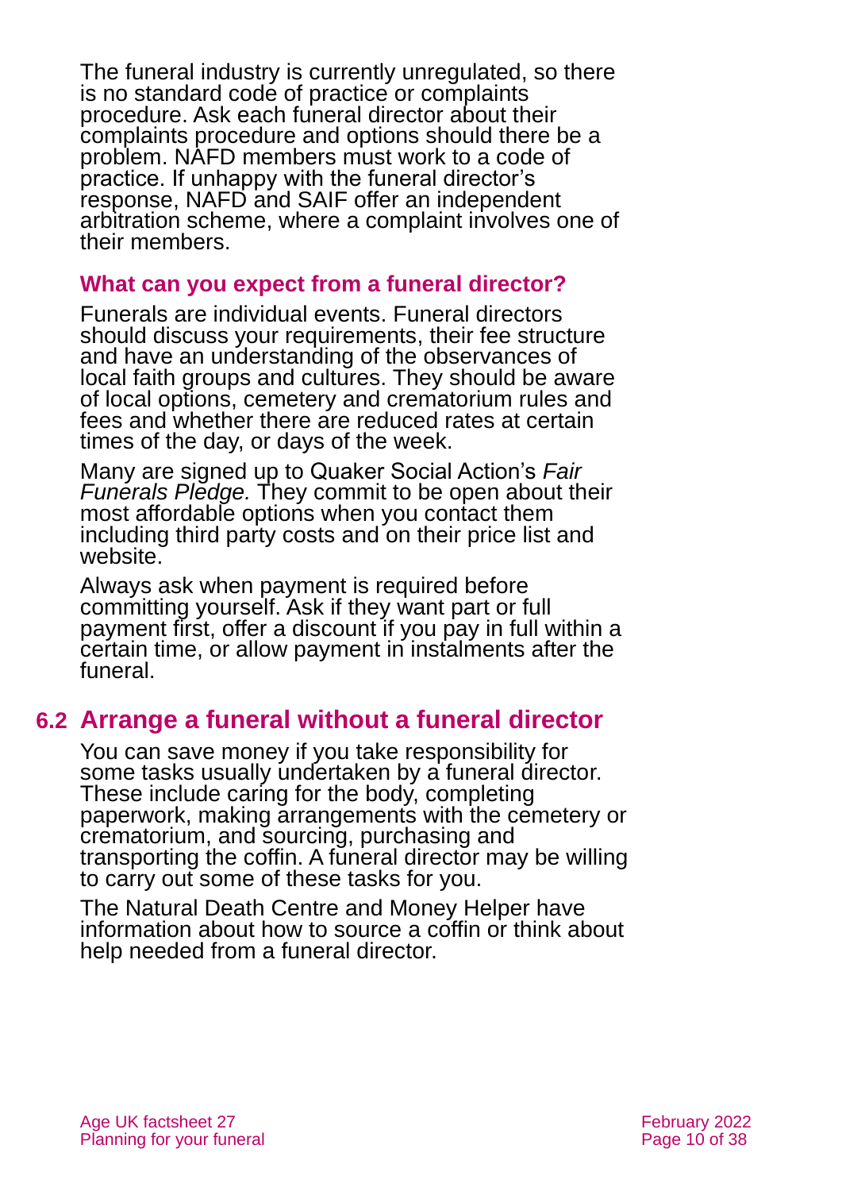The funeral industry is currently unregulated, so there is no standard code of practice or complaints procedure. Ask each funeral director about their complaints procedure and options should there be a problem. NAFD members must work to a code of practice. If unhappy with the funeral director's response, NAFD and SAIF offer an independent arbitration scheme, where a complaint involves one of their members.

### What can you expect from a funeral director?

Funerals are individual events. Funeral directors should discuss your requirements, their fee structure and have an understanding of the observances of local faith groups and cultures. They should be aware of local options, cemetery and crematorium rules and fees and whether there are reduced rates at certain times of the day, or days of the week.

Many are signed up to Quaker Social Action's *Fair Funerals Pledge.* They commit to be open about their most affordable options when you contact them including third party costs and on their price list and website.

Always ask when payment is required before committing yourself. Ask if they want part or full payment first, offer a discount if you pay in full within a certain time, or allow payment in instalments after the funeral.

## 6.2 Arrange a funeral without a funeral director

You can save money if you take responsibility for some tasks usually undertaken by a funeral director. These include caring for the body, completing paperwork, making arrangements with the cemetery or crematorium, and sourcing, purchasing and transporting the coffin. A funeral director may be willing to carry out some of these tasks for you.

The Natural Death Centre and Money Helper have information about how to source a coffin or think about help needed from a funeral director.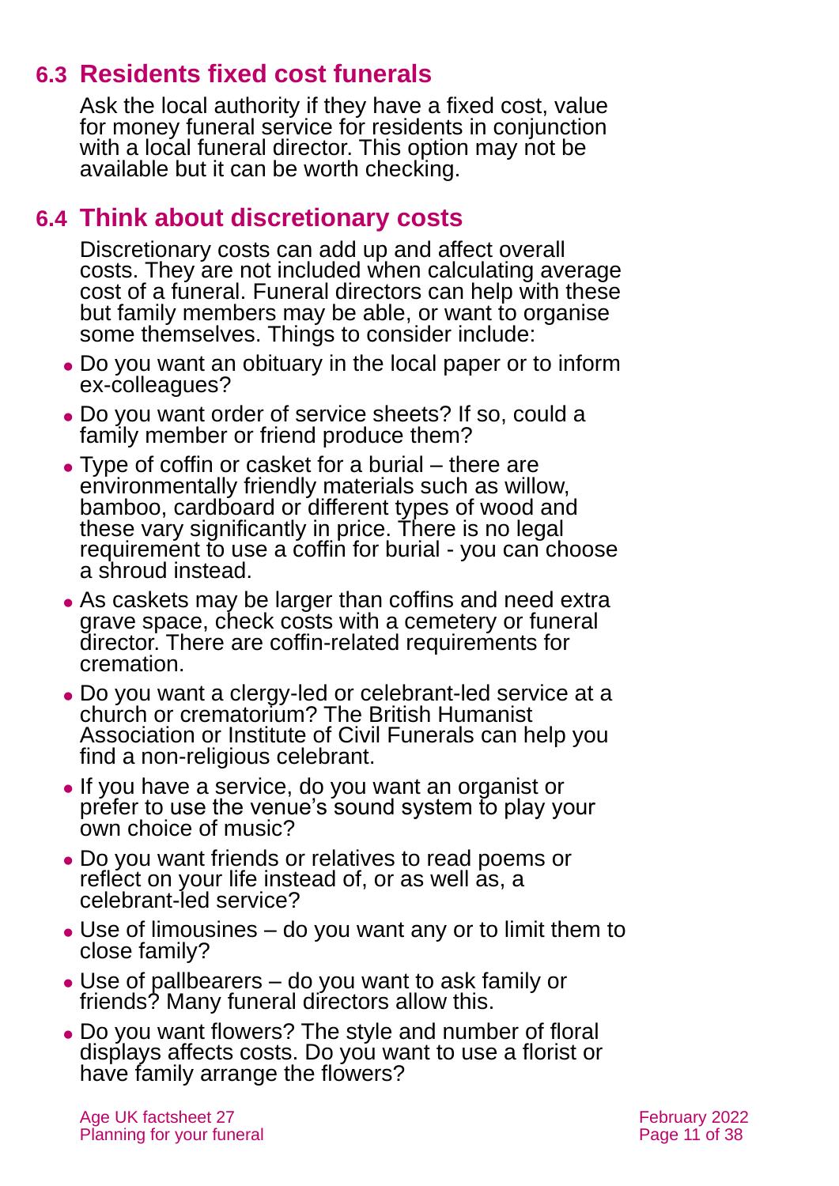## 6.3 Residents fixed cost funerals

Ask the local authority if they have a fixed cost, value for money funeral service for residents in conjunction with a local funeral director. This option may not be available but it can be worth checking.

## 6.4 Think about discretionary costs

Discretionary costs can add up and affect overall costs. They are not included when calculating average cost of a funeral. Funeral directors can help with these but family members may be able, or want to organise some themselves. Things to consider include:

- Do you want an obituary in the local paper or to inform ex-colleagues?
- Do you want order of service sheets? If so, could a family member or friend produce them?
- Type of coffin or casket for a burial – there are environmentally friendly materials such as willow, bamboo, cardboard or different types of wood and these vary significantly in price. There is no legal requirement to use a coffin for burial - you can choose a shroud instead.
- As caskets may be larger than coffins and need extra grave space, check costs with a cemetery or funeral director. There are coffin-related requirements for cremation.
- Do you want a clergy-led or celebrant-led service at a church or crematorium? The British Humanist Association or Institute of Civil Funerals can help you find a non-religious celebrant.
- If you have a service, do you want an organist or prefer to use the venue's sound system to play your own choice of music?
- Do you want friends or relatives to read poems or reflect on your life instead of, or as well as, a celebrant-led service?
- Use of limousines – do you want any or to limit them to close family?
- Use of pallbearers – do you want to ask family or friends? Many funeral directors allow this.
- Do you want flowers? The style and number of floral displays affects costs. Do you want to use a florist or have family arrange the flowers?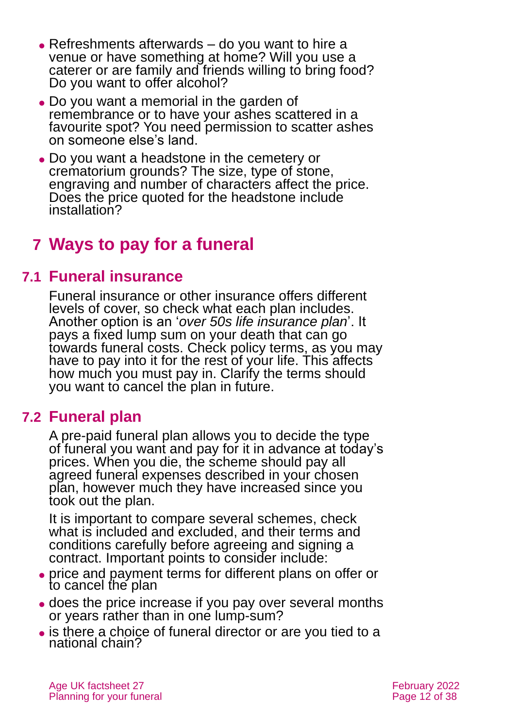- Refreshments afterwards – do you want to hire a venue or have something at home? Will you use a caterer or are family and friends willing to bring food? Do you want to offer alcohol?
- Do you want a memorial in the garden of remembrance or to have your ashes scattered in a favourite spot? You need permission to scatter ashes on someone else's land.
- Do you want a headstone in the cemetery or crematorium grounds? The size, type of stone, engraving and number of characters affect the price. Does the price quoted for the headstone include installation?

# 7 Ways to pay for a funeral

## 7.1 Funeral insurance

Funeral insurance or other insurance offers different levels of cover, so check what each plan includes. Another option is an '*over 50s life insurance plan*'. It pays a fixed lump sum on your death that can go towards funeral costs. Check policy terms, as you may have to pay into it for the rest of your life. This affects how much you must pay in. Clarify the terms should you want to cancel the plan in future.

## 7.2 Funeral plan

A pre-paid funeral plan allows you to decide the type of funeral you want and pay for it in advance at today's prices. When you die, the scheme should pay all agreed funeral expenses described in your chosen plan, however much they have increased since you took out the plan.

It is important to compare several schemes, check what is included and excluded, and their terms and conditions carefully before agreeing and signing a contract. Important points to consider include:

- price and payment terms for different plans on offer or to cancel the plan
- does the price increase if you pay over several months or years rather than in one lump-sum?
- is there a choice of funeral director or are you tied to a national chain?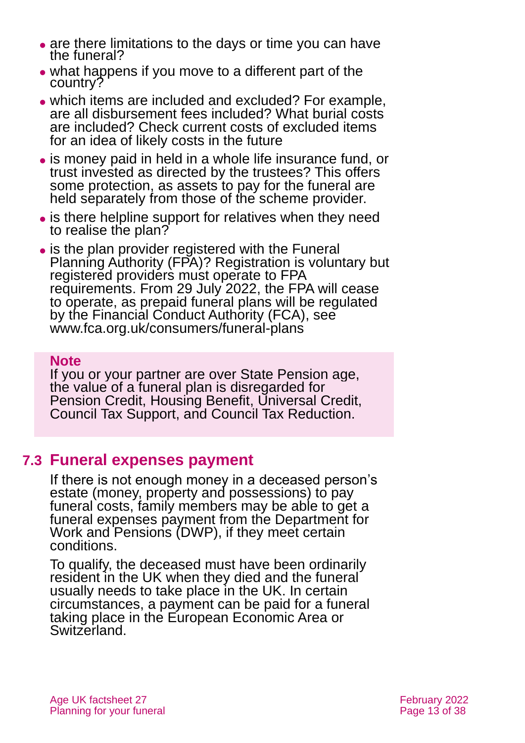- are there limitations to the days or time you can have the funeral?
- what happens if you move to a different part of the country?
- which items are included and excluded? For example, are all disbursement fees included? What burial costs are included? Check current costs of excluded items for an idea of likely costs in the future
- is money paid in held in a whole life insurance fund, or trust invested as directed by the trustees? This offers some protection, as assets to pay for the funeral are held separately from those of the scheme provider.
- is there helpline support for relatives when they need to realise the plan?
- is the plan provider registered with the Funeral Planning Authority (FPA)? Registration is voluntary but registered providers must operate to FPA requirements. From 29 July 2022, the FPA will cease to operate, as prepaid funeral plans will be regulated by the Financial Conduct Authority (FCA), see www.fca.org.uk/consumers/funeral-plans

**Note**

If you or your partner are over State Pension age, the value of a funeral plan is disregarded for Pension Credit, Housing Benefit, Universal Credit, Council Tax Support, and Council Tax Reduction.

## 7.3 Funeral expenses payment

If there is not enough money in a deceased person's estate (money, property and possessions) to pay funeral costs, family members may be able to get a funeral expenses payment from the Department for Work and Pensions (DWP), if they meet certain conditions.

To qualify, the deceased must have been ordinarily resident in the UK when they died and the funeral usually needs to take place in the UK. In certain circumstances, a payment can be paid for a funeral taking place in the European Economic Area or Switzerland.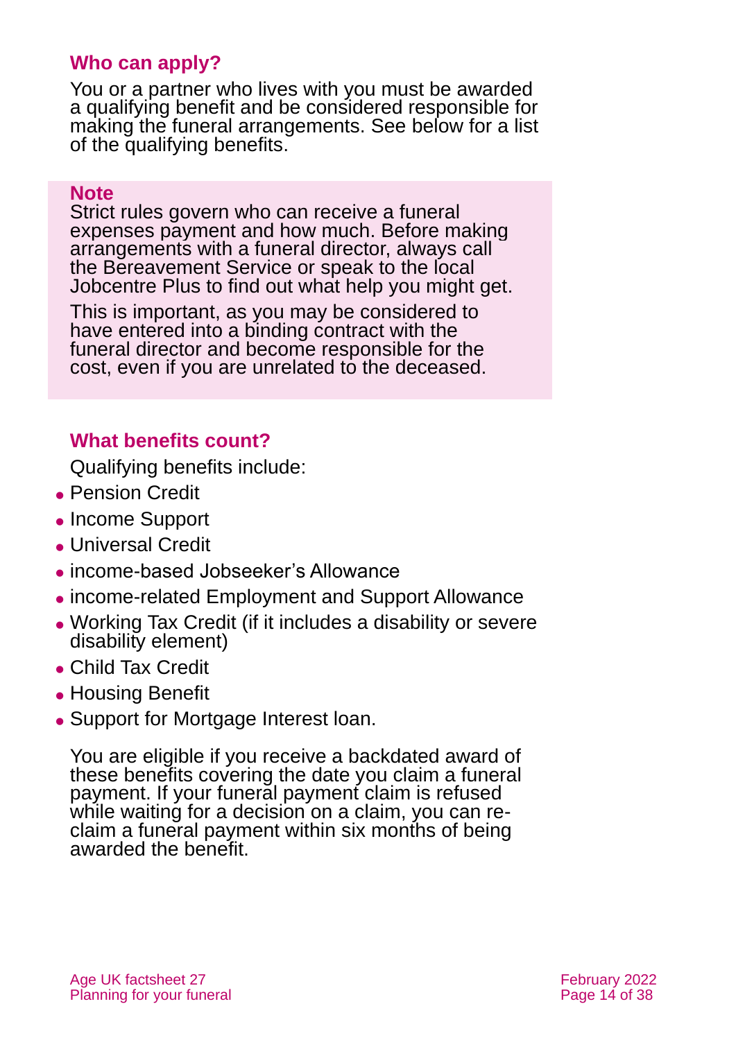### Who can apply?

You or a partner who lives with you must be awarded a qualifying benefit and be considered responsible for making the funeral arrangements. See below for a list of the qualifying benefits.

> **Note**
> Strict rules govern who can receive a funeral expenses payment and how much. Before making arrangements with a funeral director, always call the Bereavement Service or speak to the local Jobcentre Plus to find out what help you might get.
>
> This is important, as you may be considered to have entered into a binding contract with the funeral director and become responsible for the cost, even if you are unrelated to the deceased.

### What benefits count?

Qualifying benefits include:

- Pension Credit
- Income Support
- Universal Credit
- income-based Jobseeker's Allowance
- income-related Employment and Support Allowance
- Working Tax Credit (if it includes a disability or severe disability element)
- Child Tax Credit
- Housing Benefit
- Support for Mortgage Interest loan.

You are eligible if you receive a backdated award of these benefits covering the date you claim a funeral payment. If your funeral payment claim is refused while waiting for a decision on a claim, you can re-claim a funeral payment within six months of being awarded the benefit.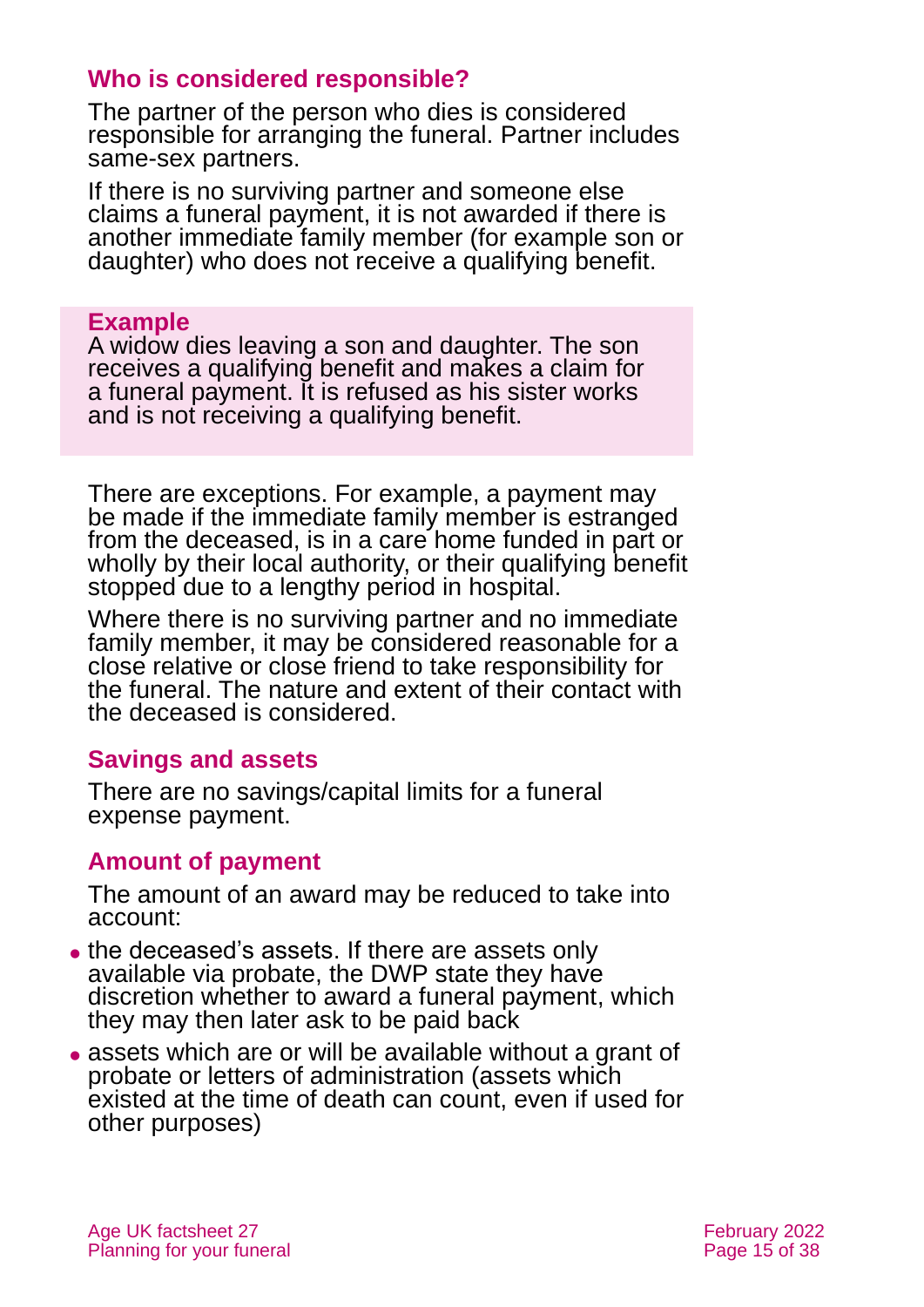### Who is considered responsible?

The partner of the person who dies is considered responsible for arranging the funeral. Partner includes same-sex partners.

If there is no surviving partner and someone else claims a funeral payment, it is not awarded if there is another immediate family member (for example son or daughter) who does not receive a qualifying benefit.

**Example**
A widow dies leaving a son and daughter. The son receives a qualifying benefit and makes a claim for a funeral payment. It is refused as his sister works and is not receiving a qualifying benefit.

There are exceptions. For example, a payment may be made if the immediate family member is estranged from the deceased, is in a care home funded in part or wholly by their local authority, or their qualifying benefit stopped due to a lengthy period in hospital.

Where there is no surviving partner and no immediate family member, it may be considered reasonable for a close relative or close friend to take responsibility for the funeral. The nature and extent of their contact with the deceased is considered.

### Savings and assets

There are no savings/capital limits for a funeral expense payment.

### Amount of payment

The amount of an award may be reduced to take into account:

- the deceased's assets. If there are assets only available via probate, the DWP state they have discretion whether to award a funeral payment, which they may then later ask to be paid back
- assets which are or will be available without a grant of probate or letters of administration (assets which existed at the time of death can count, even if used for other purposes)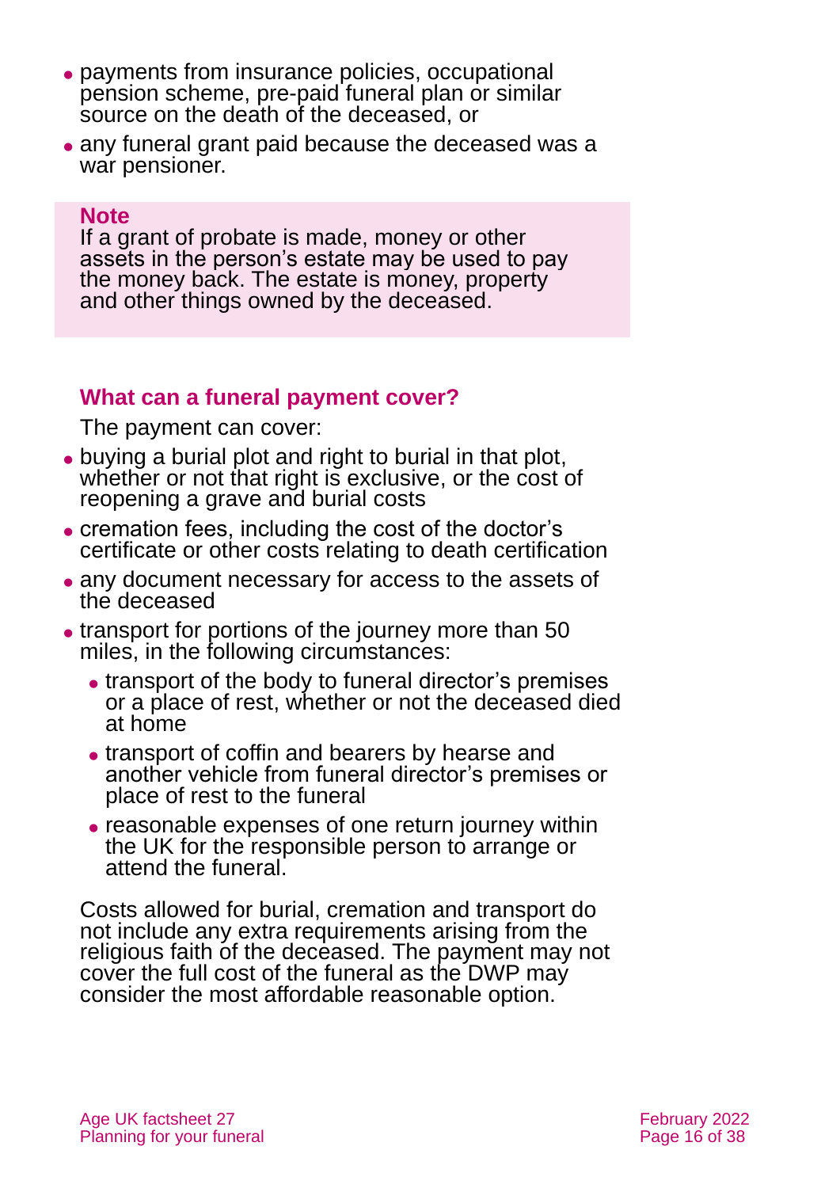- payments from insurance policies, occupational pension scheme, pre-paid funeral plan or similar source on the death of the deceased, or
- any funeral grant paid because the deceased was a war pensioner.

**Note**

If a grant of probate is made, money or other assets in the person's estate may be used to pay the money back. The estate is money, property and other things owned by the deceased.

### What can a funeral payment cover?

The payment can cover:

- buying a burial plot and right to burial in that plot, whether or not that right is exclusive, or the cost of reopening a grave and burial costs
- cremation fees, including the cost of the doctor's certificate or other costs relating to death certification
- any document necessary for access to the assets of the deceased
- transport for portions of the journey more than 50 miles, in the following circumstances:
  - transport of the body to funeral director's premises or a place of rest, whether or not the deceased died at home
  - transport of coffin and bearers by hearse and another vehicle from funeral director's premises or place of rest to the funeral
  - reasonable expenses of one return journey within the UK for the responsible person to arrange or attend the funeral.

Costs allowed for burial, cremation and transport do not include any extra requirements arising from the religious faith of the deceased. The payment may not cover the full cost of the funeral as the DWP may consider the most affordable reasonable option.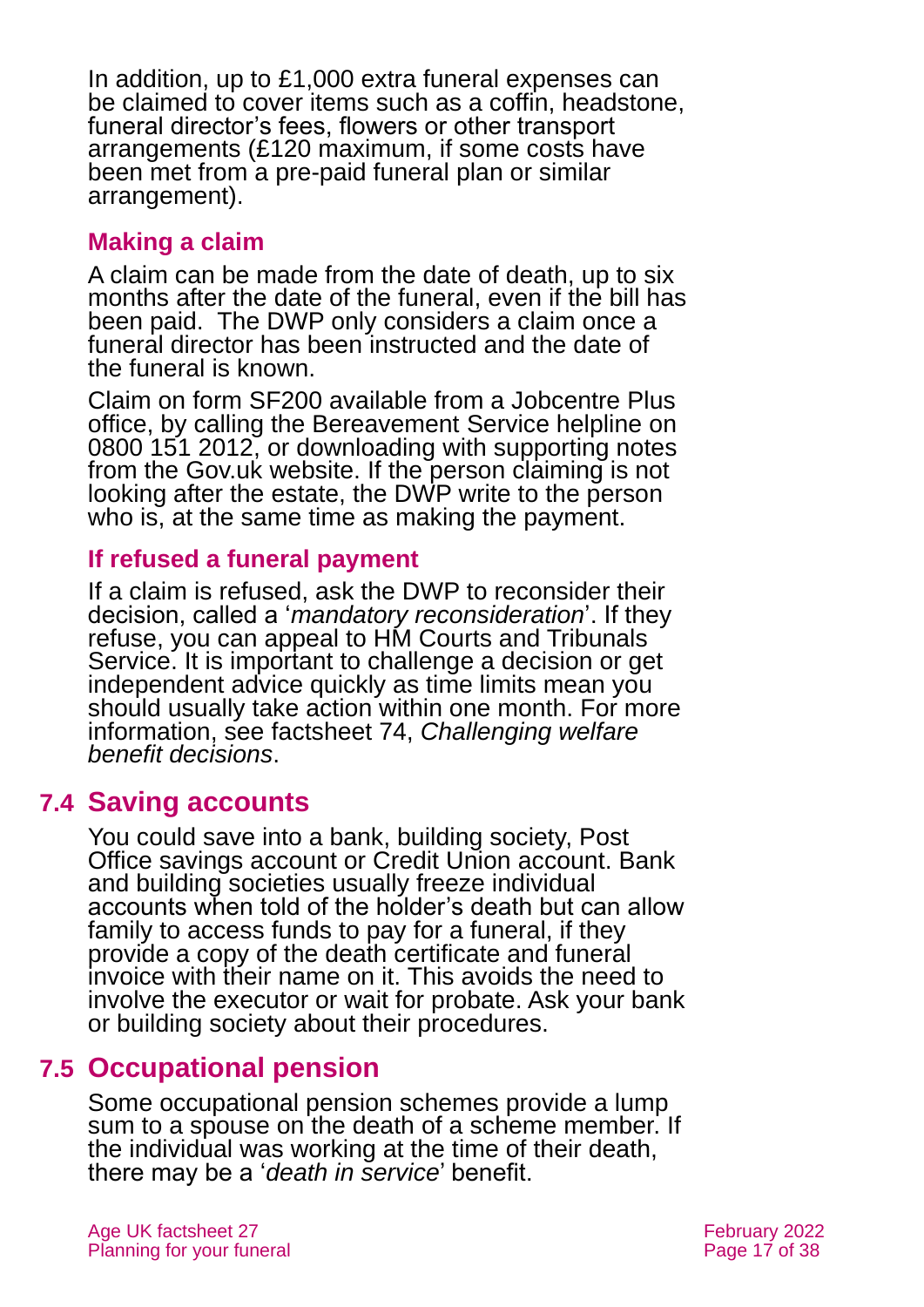In addition, up to £1,000 extra funeral expenses can be claimed to cover items such as a coffin, headstone, funeral director's fees, flowers or other transport arrangements (£120 maximum, if some costs have been met from a pre-paid funeral plan or similar arrangement).

### Making a claim

A claim can be made from the date of death, up to six months after the date of the funeral, even if the bill has been paid. The DWP only considers a claim once a funeral director has been instructed and the date of the funeral is known.

Claim on form SF200 available from a Jobcentre Plus office, by calling the Bereavement Service helpline on 0800 151 2012, or downloading with supporting notes from the Gov.uk website. If the person claiming is not looking after the estate, the DWP write to the person who is, at the same time as making the payment.

### If refused a funeral payment

If a claim is refused, ask the DWP to reconsider their decision, called a '*mandatory reconsideration*'. If they refuse, you can appeal to HM Courts and Tribunals Service. It is important to challenge a decision or get independent advice quickly as time limits mean you should usually take action within one month. For more information, see factsheet 74, *Challenging welfare benefit decisions*.

## 7.4 Saving accounts

You could save into a bank, building society, Post Office savings account or Credit Union account. Bank and building societies usually freeze individual accounts when told of the holder's death but can allow family to access funds to pay for a funeral, if they provide a copy of the death certificate and funeral invoice with their name on it. This avoids the need to involve the executor or wait for probate. Ask your bank or building society about their procedures.

## 7.5 Occupational pension

Some occupational pension schemes provide a lump sum to a spouse on the death of a scheme member. If the individual was working at the time of their death, there may be a '*death in service*' benefit.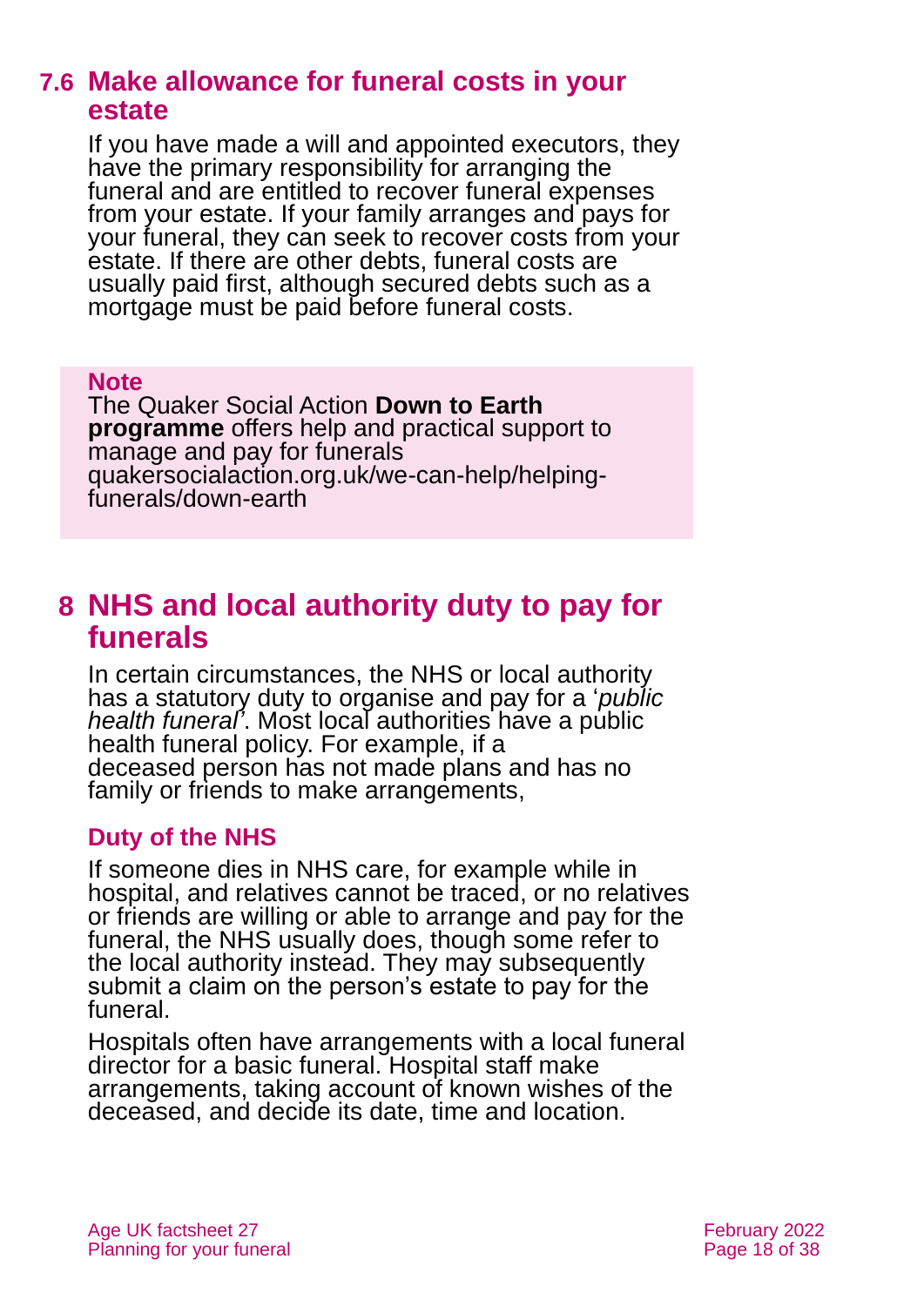## 7.6 Make allowance for funeral costs in your estate

If you have made a will and appointed executors, they have the primary responsibility for arranging the funeral and are entitled to recover funeral expenses from your estate. If your family arranges and pays for your funeral, they can seek to recover costs from your estate. If there are other debts, funeral costs are usually paid first, although secured debts such as a mortgage must be paid before funeral costs.

> **Note**
> The Quaker Social Action **Down to Earth programme** offers help and practical support to manage and pay for funerals
> quakersocialaction.org.uk/we-can-help/helping-funerals/down-earth

# 8 NHS and local authority duty to pay for funerals

In certain circumstances, the NHS or local authority has a statutory duty to organise and pay for a '*public health funeral*'. Most local authorities have a public health funeral policy. For example, if a deceased person has not made plans and has no family or friends to make arrangements,

### Duty of the NHS

If someone dies in NHS care, for example while in hospital, and relatives cannot be traced, or no relatives or friends are willing or able to arrange and pay for the funeral, the NHS usually does, though some refer to the local authority instead. They may subsequently submit a claim on the person's estate to pay for the funeral.

Hospitals often have arrangements with a local funeral director for a basic funeral. Hospital staff make arrangements, taking account of known wishes of the deceased, and decide its date, time and location.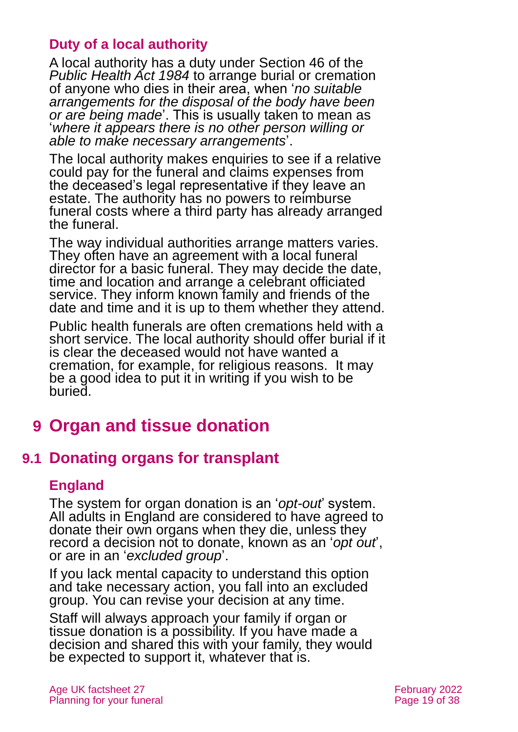### Duty of a local authority

A local authority has a duty under Section 46 of the *Public Health Act 1984* to arrange burial or cremation of anyone who dies in their area, when '*no suitable arrangements for the disposal of the body have been or are being made*'. This is usually taken to mean as '*where it appears there is no other person willing or able to make necessary arrangements*'.

The local authority makes enquiries to see if a relative could pay for the funeral and claims expenses from the deceased's legal representative if they leave an estate. The authority has no powers to reimburse funeral costs where a third party has already arranged the funeral.

The way individual authorities arrange matters varies. They often have an agreement with a local funeral director for a basic funeral. They may decide the date, time and location and arrange a celebrant officiated service. They inform known family and friends of the date and time and it is up to them whether they attend.

Public health funerals are often cremations held with a short service. The local authority should offer burial if it is clear the deceased would not have wanted a cremation, for example, for religious reasons. It may be a good idea to put it in writing if you wish to be buried.

# 9 Organ and tissue donation

## 9.1 Donating organs for transplant

### England

The system for organ donation is an '*opt-out*' system. All adults in England are considered to have agreed to donate their own organs when they die, unless they record a decision not to donate, known as an '*opt out*', or are in an '*excluded group*'.

If you lack mental capacity to understand this option and take necessary action, you fall into an excluded group. You can revise your decision at any time.

Staff will always approach your family if organ or tissue donation is a possibility. If you have made a decision and shared this with your family, they would be expected to support it, whatever that is.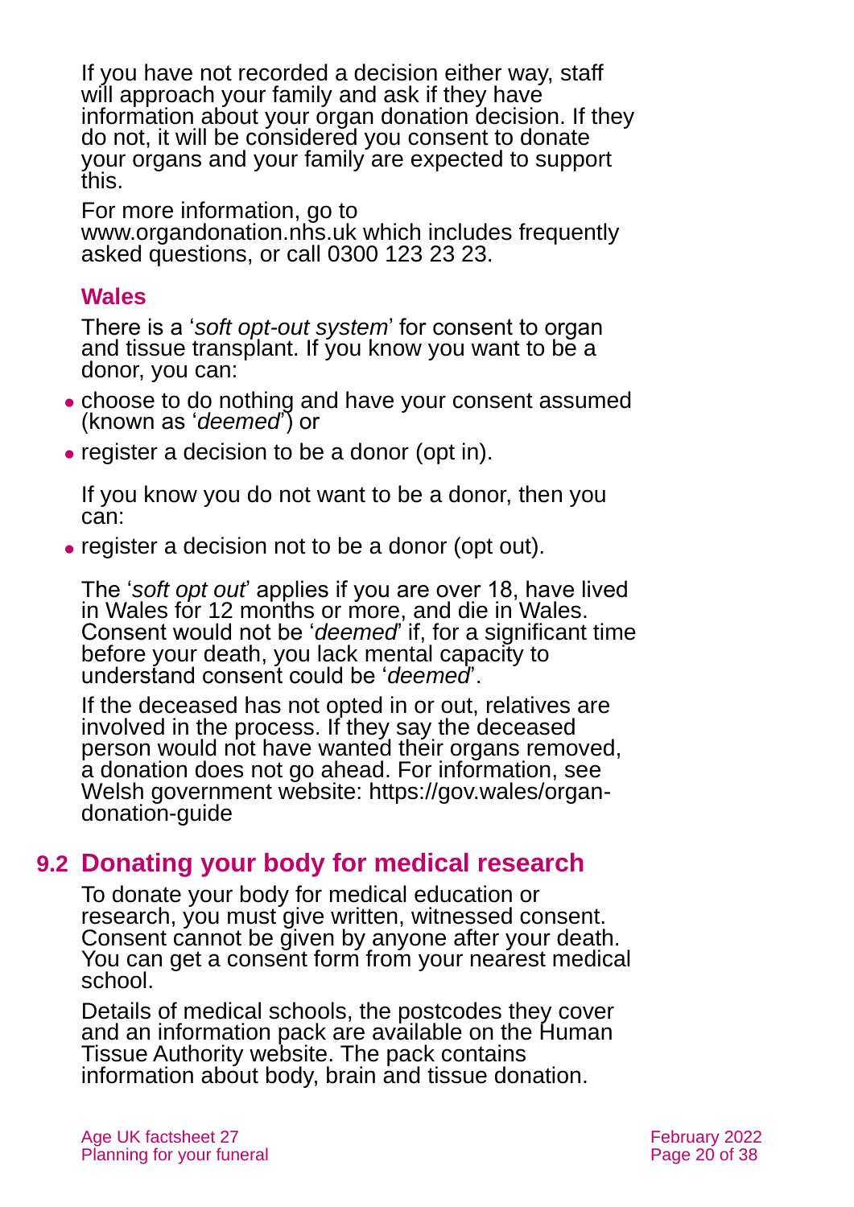If you have not recorded a decision either way, staff will approach your family and ask if they have information about your organ donation decision. If they do not, it will be considered you consent to donate your organs and your family are expected to support this.

For more information, go to www.organdonation.nhs.uk which includes frequently asked questions, or call 0300 123 23 23.

### Wales

There is a '*soft opt-out system*' for consent to organ and tissue transplant. If you know you want to be a donor, you can:

- choose to do nothing and have your consent assumed (known as '*deemed*') or
- register a decision to be a donor (opt in).

If you know you do not want to be a donor, then you can:

- register a decision not to be a donor (opt out).

The '*soft opt out*' applies if you are over 18, have lived in Wales for 12 months or more, and die in Wales. Consent would not be '*deemed*' if, for a significant time before your death, you lack mental capacity to understand consent could be '*deemed*'.

If the deceased has not opted in or out, relatives are involved in the process. If they say the deceased person would not have wanted their organs removed, a donation does not go ahead. For information, see Welsh government website: https://gov.wales/organ-donation-guide

## 9.2 Donating your body for medical research

To donate your body for medical education or research, you must give written, witnessed consent. Consent cannot be given by anyone after your death. You can get a consent form from your nearest medical school.

Details of medical schools, the postcodes they cover and an information pack are available on the Human Tissue Authority website. The pack contains information about body, brain and tissue donation.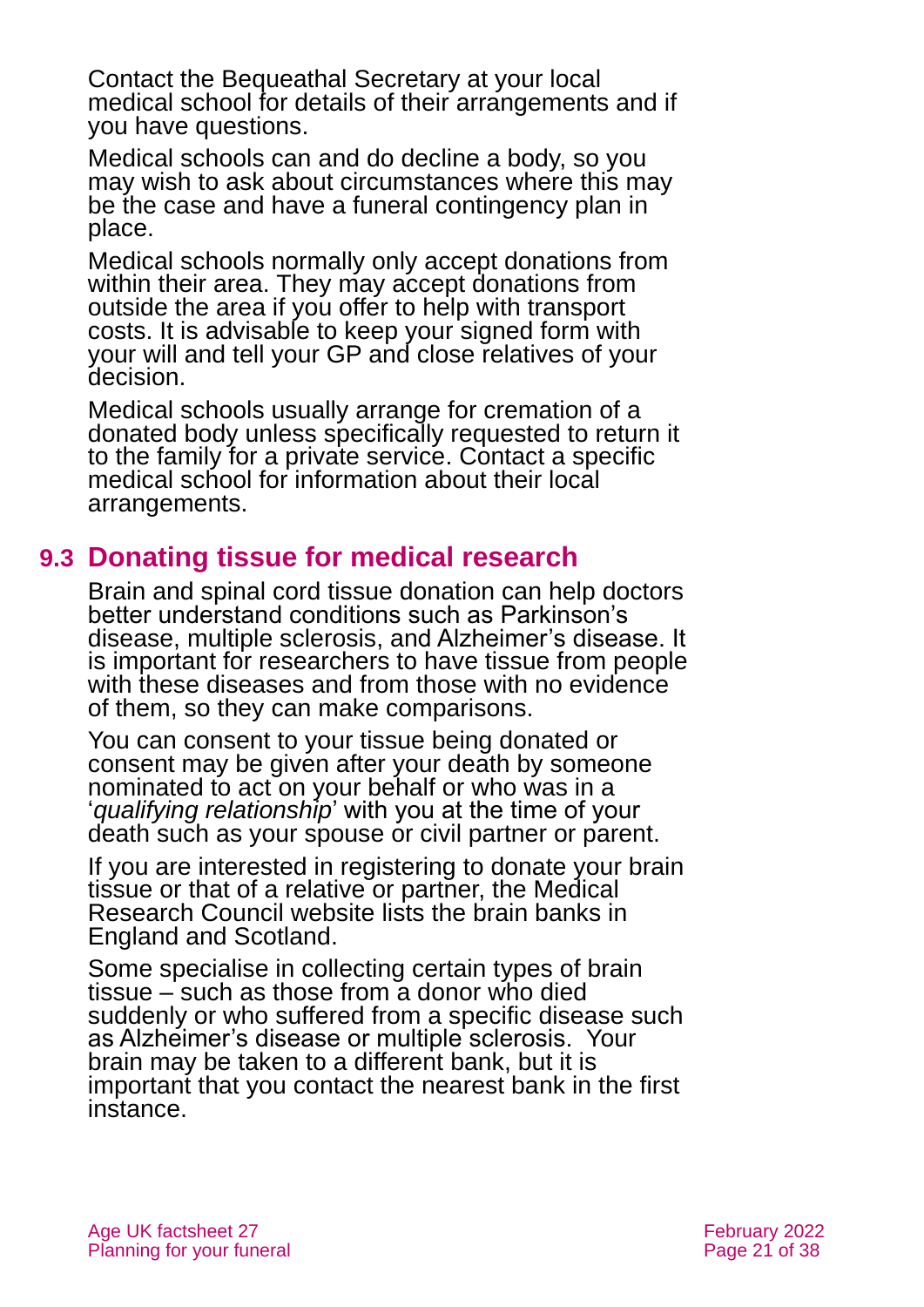Contact the Bequeathal Secretary at your local medical school for details of their arrangements and if you have questions.

Medical schools can and do decline a body, so you may wish to ask about circumstances where this may be the case and have a funeral contingency plan in place.

Medical schools normally only accept donations from within their area. They may accept donations from outside the area if you offer to help with transport costs. It is advisable to keep your signed form with your will and tell your GP and close relatives of your decision.

Medical schools usually arrange for cremation of a donated body unless specifically requested to return it to the family for a private service. Contact a specific medical school for information about their local arrangements.

## 9.3 Donating tissue for medical research

Brain and spinal cord tissue donation can help doctors better understand conditions such as Parkinson's disease, multiple sclerosis, and Alzheimer's disease. It is important for researchers to have tissue from people with these diseases and from those with no evidence of them, so they can make comparisons.

You can consent to your tissue being donated or consent may be given after your death by someone nominated to act on your behalf or who was in a '*qualifying relationship*' with you at the time of your death such as your spouse or civil partner or parent.

If you are interested in registering to donate your brain tissue or that of a relative or partner, the Medical Research Council website lists the brain banks in England and Scotland.

Some specialise in collecting certain types of brain tissue – such as those from a donor who died suddenly or who suffered from a specific disease such as Alzheimer's disease or multiple sclerosis. Your brain may be taken to a different bank, but it is important that you contact the nearest bank in the first instance.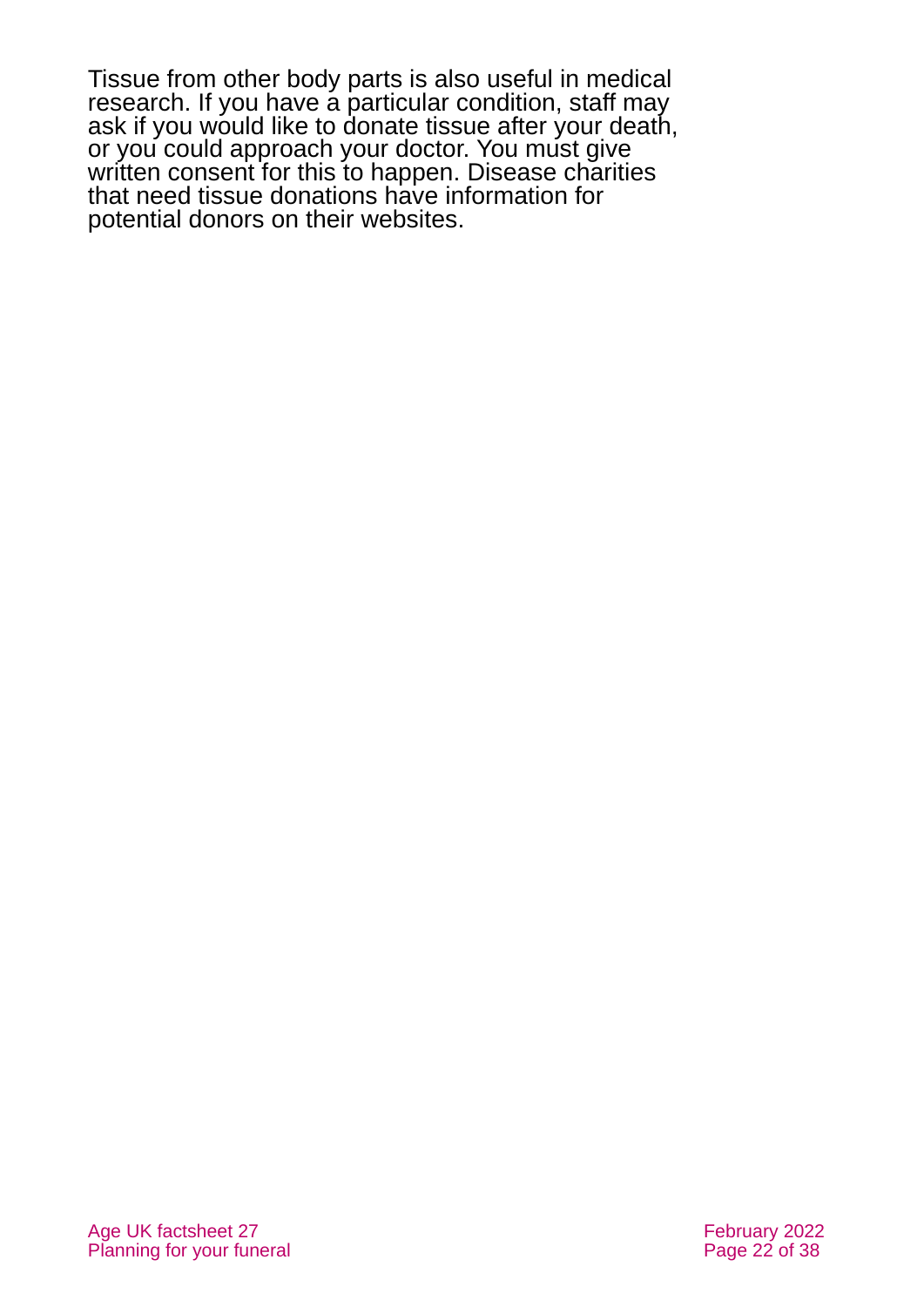Tissue from other body parts is also useful in medical research. If you have a particular condition, staff may ask if you would like to donate tissue after your death, or you could approach your doctor. You must give written consent for this to happen. Disease charities that need tissue donations have information for potential donors on their websites.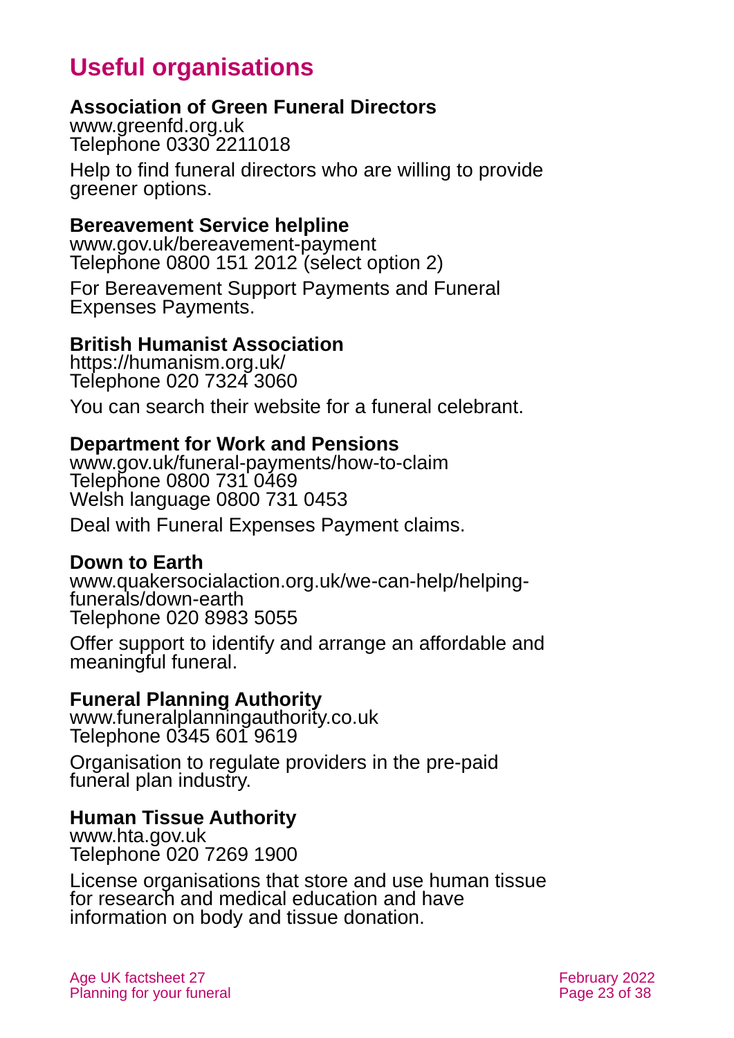# Useful organisations

**Association of Green Funeral Directors**
www.greenfd.org.uk
Telephone 0330 2211018

Help to find funeral directors who are willing to provide greener options.

**Bereavement Service helpline**
www.gov.uk/bereavement-payment
Telephone 0800 151 2012 (select option 2)

For Bereavement Support Payments and Funeral Expenses Payments.

**British Humanist Association**
https://humanism.org.uk/
Telephone 020 7324 3060

You can search their website for a funeral celebrant.

**Department for Work and Pensions**
www.gov.uk/funeral-payments/how-to-claim
Telephone 0800 731 0469
Welsh language 0800 731 0453

Deal with Funeral Expenses Payment claims.

**Down to Earth**
www.quakersocialaction.org.uk/we-can-help/helping-funerals/down-earth
Telephone 020 8983 5055

Offer support to identify and arrange an affordable and meaningful funeral.

**Funeral Planning Authority**
www.funeralplanningauthority.co.uk
Telephone 0345 601 9619

Organisation to regulate providers in the pre-paid funeral plan industry.

**Human Tissue Authority**
www.hta.gov.uk
Telephone 020 7269 1900

License organisations that store and use human tissue for research and medical education and have information on body and tissue donation.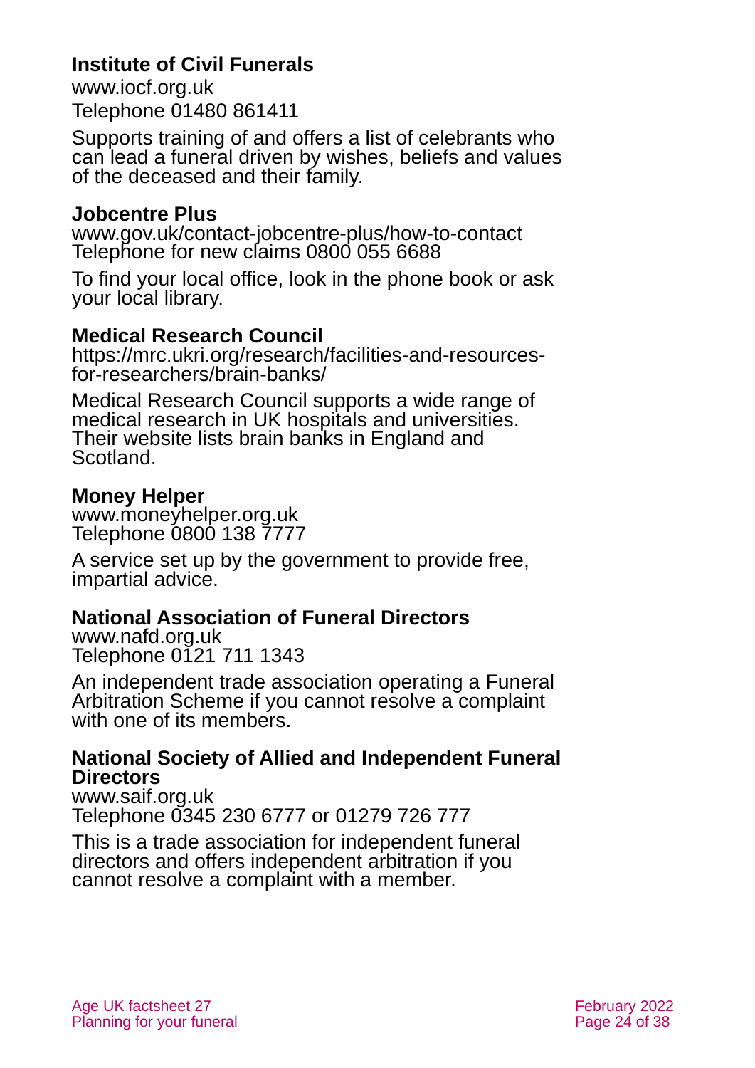**Institute of Civil Funerals**

www.iocf.org.uk

Telephone 01480 861411

Supports training of and offers a list of celebrants who can lead a funeral driven by wishes, beliefs and values of the deceased and their family.

**Jobcentre Plus**

www.gov.uk/contact-jobcentre-plus/how-to-contact

Telephone for new claims 0800 055 6688

To find your local office, look in the phone book or ask your local library.

**Medical Research Council**

https://mrc.ukri.org/research/facilities-and-resources-for-researchers/brain-banks/

Medical Research Council supports a wide range of medical research in UK hospitals and universities. Their website lists brain banks in England and Scotland.

**Money Helper**

www.moneyhelper.org.uk

Telephone 0800 138 7777

A service set up by the government to provide free, impartial advice.

**National Association of Funeral Directors**

www.nafd.org.uk

Telephone 0121 711 1343

An independent trade association operating a Funeral Arbitration Scheme if you cannot resolve a complaint with one of its members.

**National Society of Allied and Independent Funeral Directors**

www.saif.org.uk

Telephone 0345 230 6777 or 01279 726 777

This is a trade association for independent funeral directors and offers independent arbitration if you cannot resolve a complaint with a member.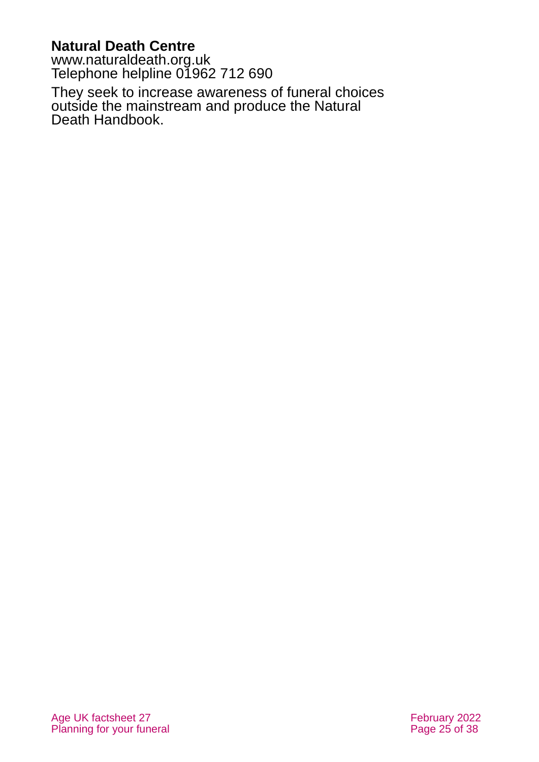**Natural Death Centre**
www.naturaldeath.org.uk
Telephone helpline 01962 712 690

They seek to increase awareness of funeral choices outside the mainstream and produce the Natural Death Handbook.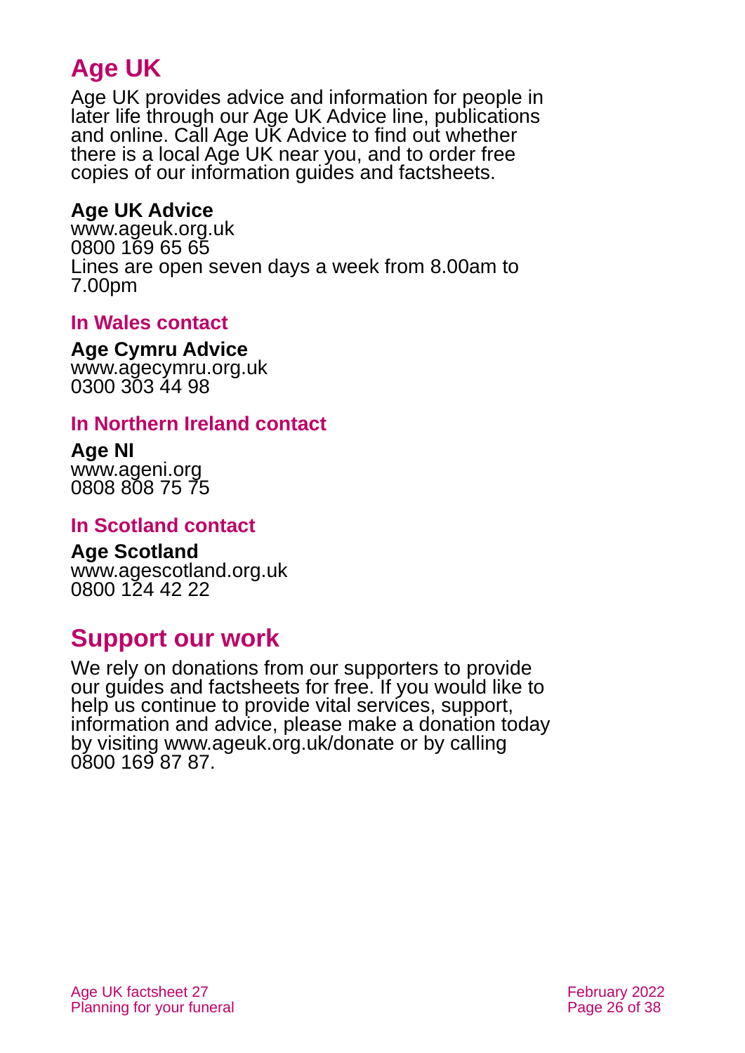## Age UK

Age UK provides advice and information for people in later life through our Age UK Advice line, publications and online. Call Age UK Advice to find out whether there is a local Age UK near you, and to order free copies of our information guides and factsheets.

**Age UK Advice**
www.ageuk.org.uk
0800 169 65 65
Lines are open seven days a week from 8.00am to 7.00pm

### In Wales contact

**Age Cymru Advice**
www.agecymru.org.uk
0300 303 44 98

### In Northern Ireland contact

**Age NI**
www.ageni.org
0808 808 75 75

### In Scotland contact

**Age Scotland**
www.agescotland.org.uk
0800 124 42 22

## Support our work

We rely on donations from our supporters to provide our guides and factsheets for free. If you would like to help us continue to provide vital services, support, information and advice, please make a donation today by visiting www.ageuk.org.uk/donate or by calling 0800 169 87 87.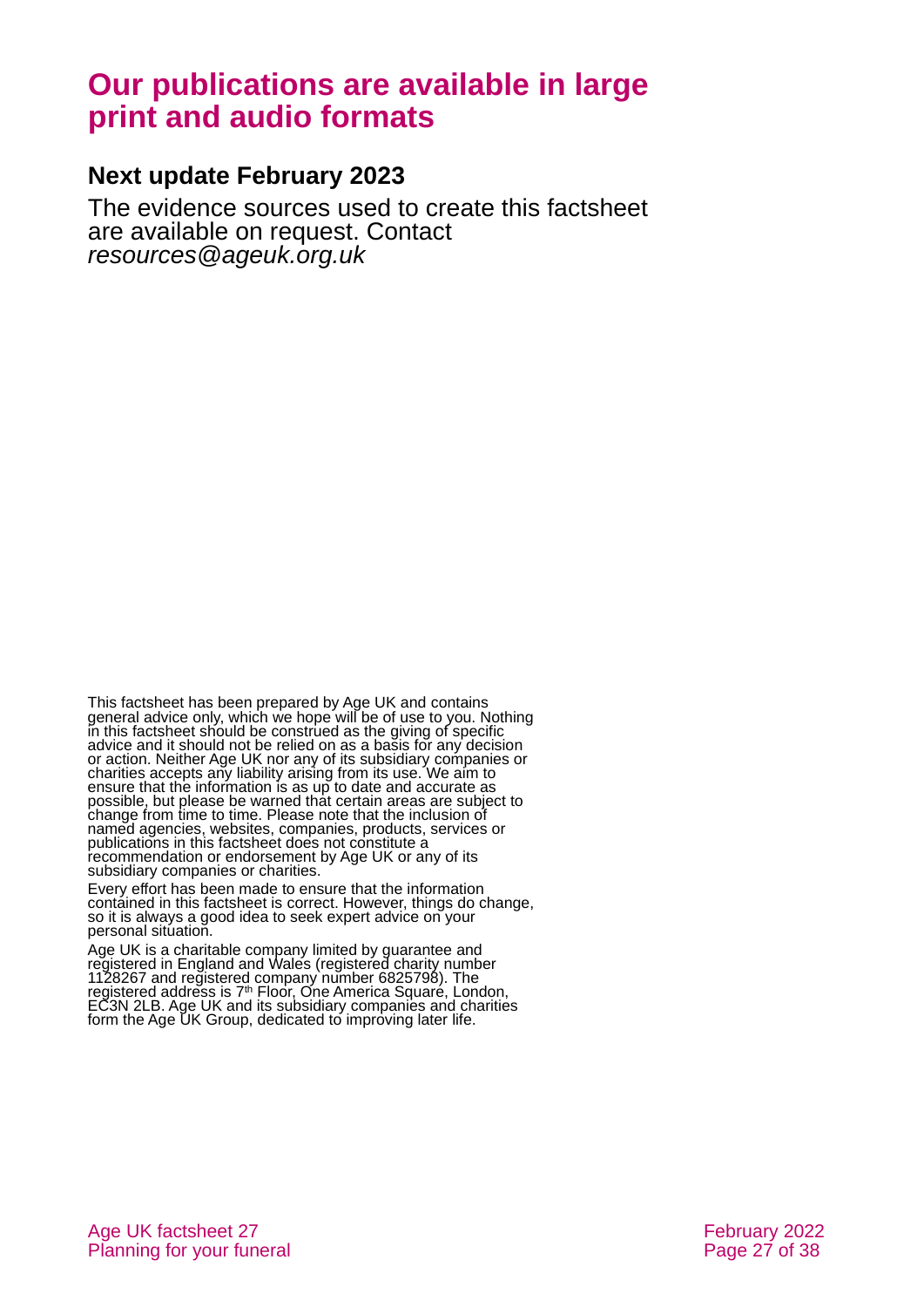# Our publications are available in large print and audio formats

## Next update February 2023

The evidence sources used to create this factsheet are available on request. Contact *resources@ageuk.org.uk*

This factsheet has been prepared by Age UK and contains general advice only, which we hope will be of use to you. Nothing in this factsheet should be construed as the giving of specific advice and it should not be relied on as a basis for any decision or action. Neither Age UK nor any of its subsidiary companies or charities accepts any liability arising from its use. We aim to ensure that the information is as up to date and accurate as possible, but please be warned that certain areas are subject to change from time to time. Please note that the inclusion of named agencies, websites, companies, products, services or publications in this factsheet does not constitute a recommendation or endorsement by Age UK or any of its subsidiary companies or charities.

Every effort has been made to ensure that the information contained in this factsheet is correct. However, things do change, so it is always a good idea to seek expert advice on your personal situation.

Age UK is a charitable company limited by guarantee and registered in England and Wales (registered charity number 1128267 and registered company number 6825798). The registered address is 7th Floor, One America Square, London, EC3N 2LB. Age UK and its subsidiary companies and charities form the Age UK Group, dedicated to improving later life.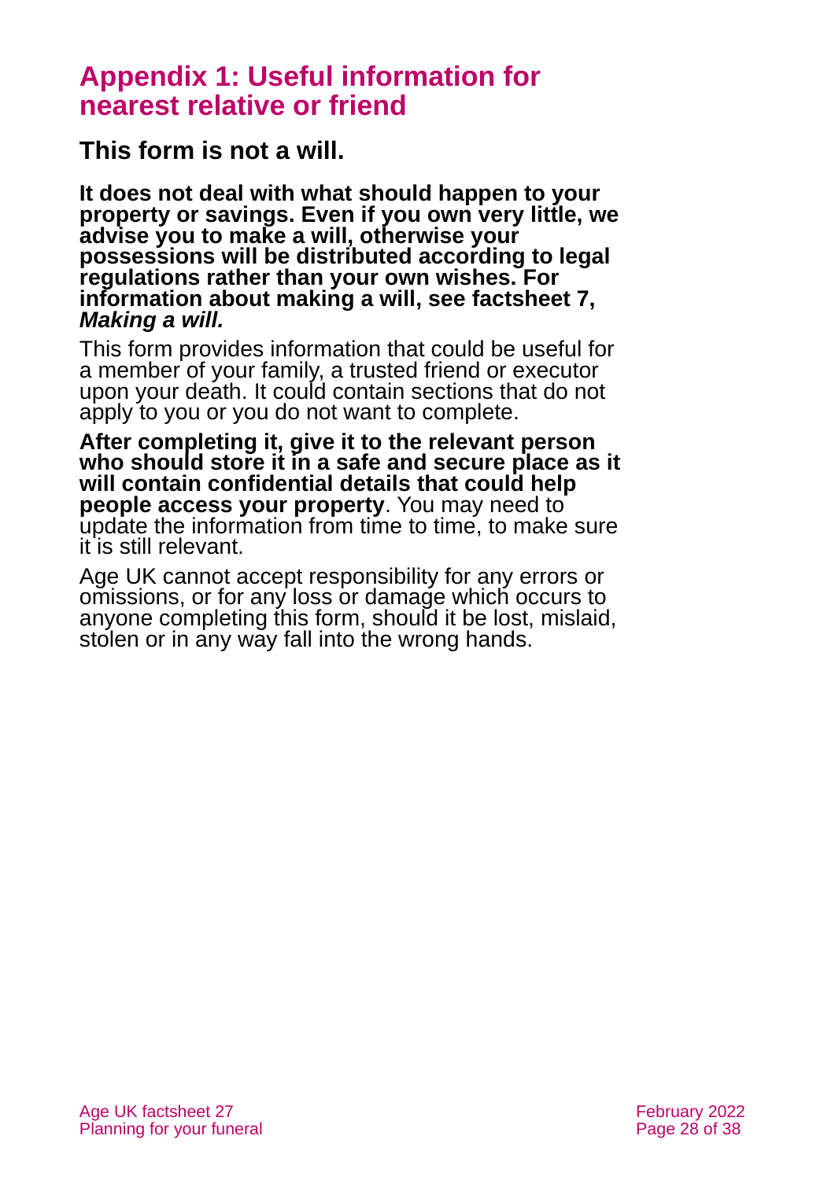## Appendix 1: Useful information for nearest relative or friend

### This form is not a will.

**It does not deal with what should happen to your property or savings. Even if you own very little, we advise you to make a will, otherwise your possessions will be distributed according to legal regulations rather than your own wishes. For information about making a will, see factsheet 7,** ***Making a will.***

This form provides information that could be useful for a member of your family, a trusted friend or executor upon your death. It could contain sections that do not apply to you or you do not want to complete.

**After completing it, give it to the relevant person who should store it in a safe and secure place as it will contain confidential details that could help people access your property**. You may need to update the information from time to time, to make sure it is still relevant.

Age UK cannot accept responsibility for any errors or omissions, or for any loss or damage which occurs to anyone completing this form, should it be lost, mislaid, stolen or in any way fall into the wrong hands.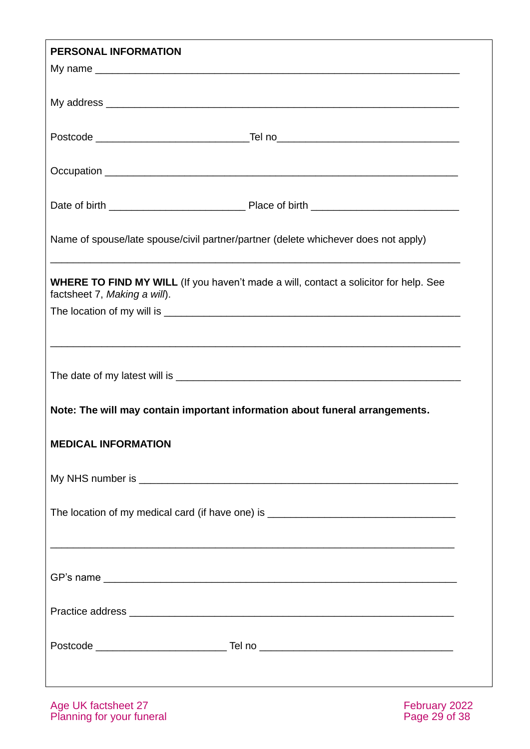**PERSONAL INFORMATION**

My name ____________________________________________________________

My address __________________________________________________________

Postcode ___________________________Tel no______________________________

Occupation __________________________________________________________

Date of birth ________________________ Place of birth __________________________

Name of spouse/late spouse/civil partner/partner (delete whichever does not apply)

______________________________________________________________________

**WHERE TO FIND MY WILL** (If you haven't made a will, contact a solicitor for help. See factsheet 7, *Making a will*).

The location of my will is _____________________________________________________

______________________________________________________________________

The date of my latest will is ___________________________________________________

**Note: The will may contain important information about funeral arrangements.**

**MEDICAL INFORMATION**

My NHS number is ___________________________________________________________

The location of my medical card (if have one) is _________________________________

______________________________________________________________________

GP's name __________________________________________________________________

Practice address ____________________________________________________________

Postcode _______________________ Tel no ___________________________________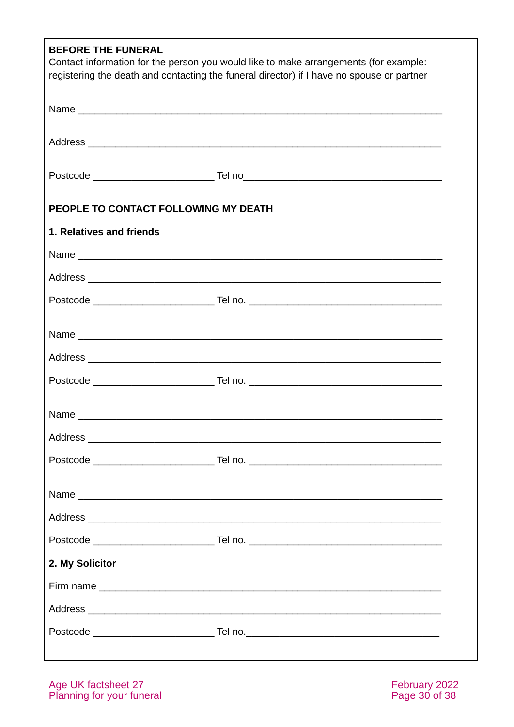**BEFORE THE FUNERAL**

Contact information for the person you would like to make arrangements (for example: registering the death and contacting the funeral director) if I have no spouse or partner

Name ______________________________________________________________

Address ____________________________________________________________

Postcode ____________________ Tel no________________________________

**PEOPLE TO CONTACT FOLLOWING MY DEATH**

**1. Relatives and friends**

Name ______________________________________________________________

Address ____________________________________________________________

Postcode ____________________ Tel no. _______________________________

Name ______________________________________________________________

Address ____________________________________________________________

Postcode ____________________ Tel no. _______________________________

Name ______________________________________________________________

Address ____________________________________________________________

Postcode ____________________ Tel no. _______________________________

Name ______________________________________________________________

Address ____________________________________________________________

Postcode ____________________ Tel no. _______________________________

**2. My Solicitor**

Firm name __________________________________________________________

Address ____________________________________________________________

Postcode ____________________ Tel no.________________________________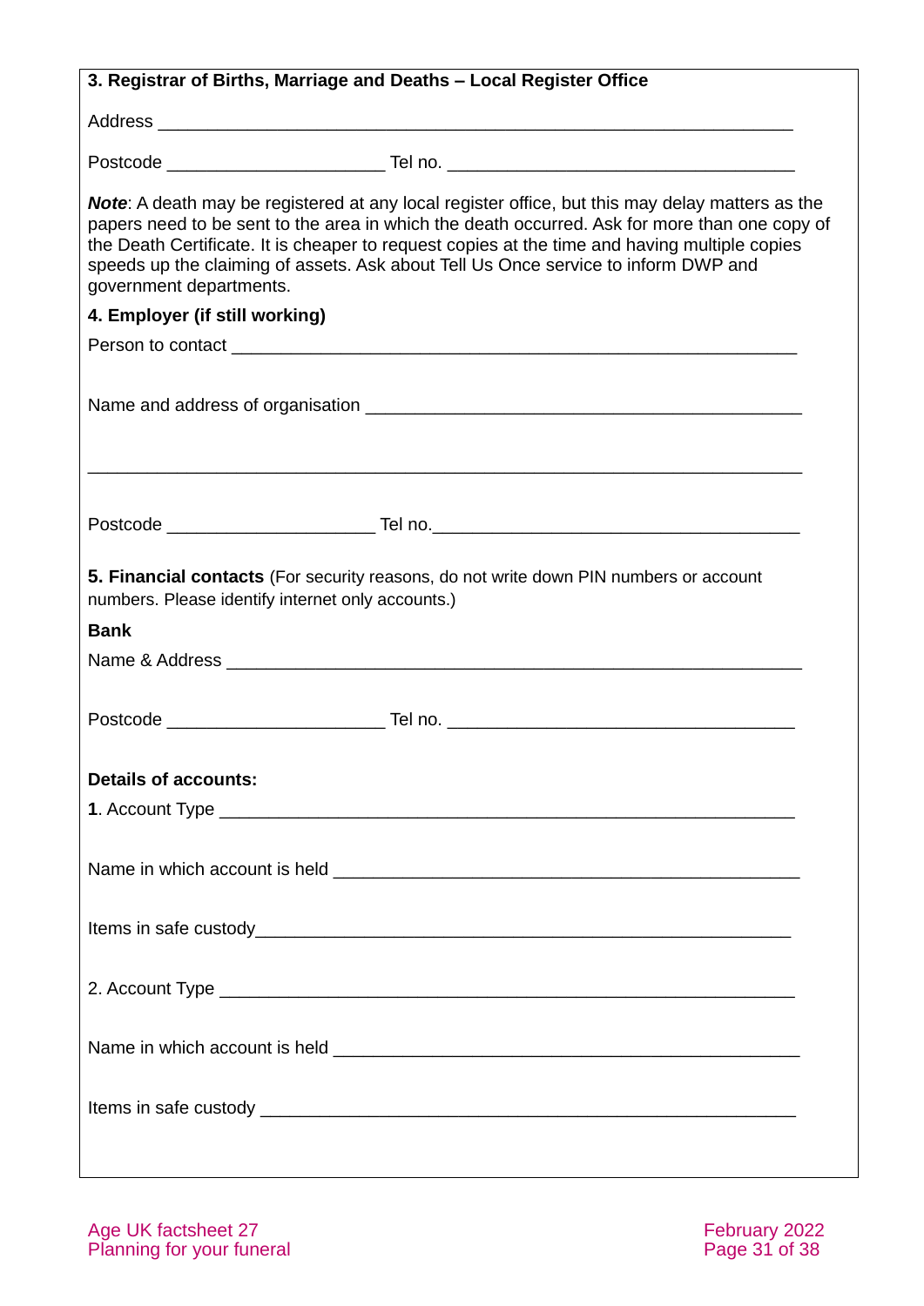**3. Registrar of Births, Marriage and Deaths – Local Register Office**

Address ___________________________________________________________

Postcode ______________________ Tel no. ___________________________________

***Note***: A death may be registered at any local register office, but this may delay matters as the papers need to be sent to the area in which the death occurred. Ask for more than one copy of the Death Certificate. It is cheaper to request copies at the time and having multiple copies speeds up the claiming of assets. Ask about Tell Us Once service to inform DWP and government departments.

**4. Employer (if still working)**

Person to contact _____________________________________________________

Name and address of organisation ___________________________________________

_________________________________________________________________________

Postcode _____________________ Tel no.____________________________________

**5. Financial contacts** (For security reasons, do not write down PIN numbers or account numbers. Please identify internet only accounts.)

**Bank**

Name & Address ______________________________________________________

Postcode ______________________ Tel no. ___________________________________

**Details of accounts:**

**1**. Account Type ______________________________________________________

Name in which account is held _______________________________________________

Items in safe custody_____________________________________________________

2. Account Type ______________________________________________________

Name in which account is held _______________________________________________

Items in safe custody _____________________________________________________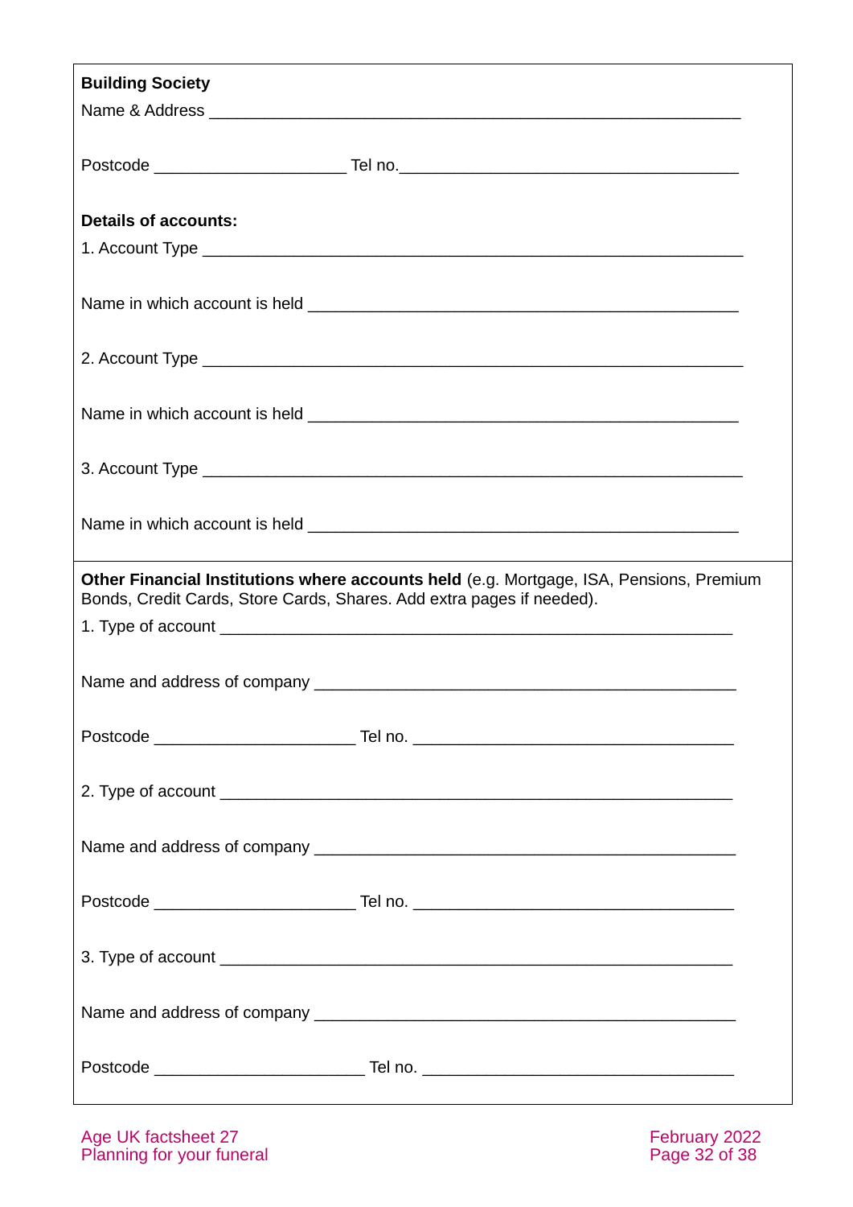**Building Society**

Name & Address \_\_\_\_\_\_\_\_\_\_\_\_\_\_\_\_\_\_\_\_\_\_\_\_\_\_\_\_\_\_\_\_\_\_\_\_\_\_\_\_\_\_\_\_\_\_\_\_\_\_\_\_\_\_\_\_\_\_\_\_

Postcode \_\_\_\_\_\_\_\_\_\_\_\_\_\_\_\_\_\_\_\_\_\_ Tel no.\_\_\_\_\_\_\_\_\_\_\_\_\_\_\_\_\_\_\_\_\_\_\_\_\_\_\_\_\_\_\_\_\_\_\_\_\_\_

**Details of accounts:**

1. Account Type \_\_\_\_\_\_\_\_\_\_\_\_\_\_\_\_\_\_\_\_\_\_\_\_\_\_\_\_\_\_\_\_\_\_\_\_\_\_\_\_\_\_\_\_\_\_\_\_\_\_\_\_\_\_\_\_\_\_\_\_\_

Name in which account is held \_\_\_\_\_\_\_\_\_\_\_\_\_\_\_\_\_\_\_\_\_\_\_\_\_\_\_\_\_\_\_\_\_\_\_\_\_\_\_\_\_\_\_\_\_\_\_\_

2. Account Type \_\_\_\_\_\_\_\_\_\_\_\_\_\_\_\_\_\_\_\_\_\_\_\_\_\_\_\_\_\_\_\_\_\_\_\_\_\_\_\_\_\_\_\_\_\_\_\_\_\_\_\_\_\_\_\_\_\_\_\_\_

Name in which account is held \_\_\_\_\_\_\_\_\_\_\_\_\_\_\_\_\_\_\_\_\_\_\_\_\_\_\_\_\_\_\_\_\_\_\_\_\_\_\_\_\_\_\_\_\_\_\_\_

3. Account Type \_\_\_\_\_\_\_\_\_\_\_\_\_\_\_\_\_\_\_\_\_\_\_\_\_\_\_\_\_\_\_\_\_\_\_\_\_\_\_\_\_\_\_\_\_\_\_\_\_\_\_\_\_\_\_\_\_\_\_\_\_

Name in which account is held \_\_\_\_\_\_\_\_\_\_\_\_\_\_\_\_\_\_\_\_\_\_\_\_\_\_\_\_\_\_\_\_\_\_\_\_\_\_\_\_\_\_\_\_\_\_\_\_

**Other Financial Institutions where accounts held** (e.g. Mortgage, ISA, Pensions, Premium Bonds, Credit Cards, Store Cards, Shares. Add extra pages if needed).

1. Type of account \_\_\_\_\_\_\_\_\_\_\_\_\_\_\_\_\_\_\_\_\_\_\_\_\_\_\_\_\_\_\_\_\_\_\_\_\_\_\_\_\_\_\_\_\_\_\_\_\_\_\_\_\_\_\_\_\_\_

Name and address of company \_\_\_\_\_\_\_\_\_\_\_\_\_\_\_\_\_\_\_\_\_\_\_\_\_\_\_\_\_\_\_\_\_\_\_\_\_\_\_\_\_\_\_\_\_\_\_

Postcode \_\_\_\_\_\_\_\_\_\_\_\_\_\_\_\_\_\_\_\_\_\_\_ Tel no. \_\_\_\_\_\_\_\_\_\_\_\_\_\_\_\_\_\_\_\_\_\_\_\_\_\_\_\_\_\_\_\_\_\_\_\_\_

2. Type of account \_\_\_\_\_\_\_\_\_\_\_\_\_\_\_\_\_\_\_\_\_\_\_\_\_\_\_\_\_\_\_\_\_\_\_\_\_\_\_\_\_\_\_\_\_\_\_\_\_\_\_\_\_\_\_\_\_\_

Name and address of company \_\_\_\_\_\_\_\_\_\_\_\_\_\_\_\_\_\_\_\_\_\_\_\_\_\_\_\_\_\_\_\_\_\_\_\_\_\_\_\_\_\_\_\_\_\_\_

Postcode \_\_\_\_\_\_\_\_\_\_\_\_\_\_\_\_\_\_\_\_\_\_\_ Tel no. \_\_\_\_\_\_\_\_\_\_\_\_\_\_\_\_\_\_\_\_\_\_\_\_\_\_\_\_\_\_\_\_\_\_\_\_\_

3. Type of account \_\_\_\_\_\_\_\_\_\_\_\_\_\_\_\_\_\_\_\_\_\_\_\_\_\_\_\_\_\_\_\_\_\_\_\_\_\_\_\_\_\_\_\_\_\_\_\_\_\_\_\_\_\_\_\_\_\_

Name and address of company \_\_\_\_\_\_\_\_\_\_\_\_\_\_\_\_\_\_\_\_\_\_\_\_\_\_\_\_\_\_\_\_\_\_\_\_\_\_\_\_\_\_\_\_\_\_\_

Postcode \_\_\_\_\_\_\_\_\_\_\_\_\_\_\_\_\_\_\_\_\_\_\_\_ Tel no. \_\_\_\_\_\_\_\_\_\_\_\_\_\_\_\_\_\_\_\_\_\_\_\_\_\_\_\_\_\_\_\_\_\_\_\_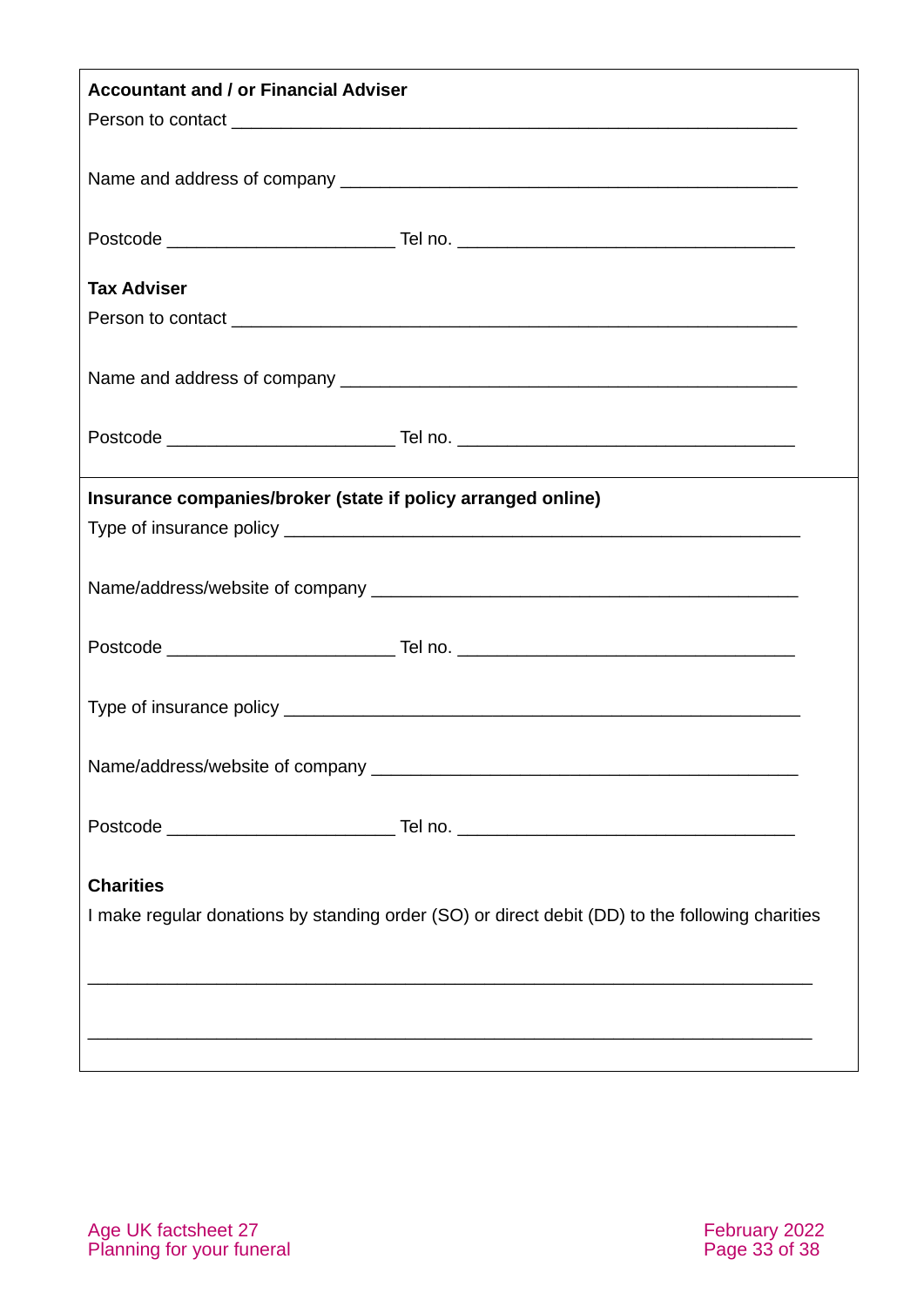**Accountant and / or Financial Adviser**

Person to contact ___________________________________________________________

Name and address of company _______________________________________________

Postcode ________________________ Tel no. ___________________________________

**Tax Adviser**

Person to contact ___________________________________________________________

Name and address of company _______________________________________________

Postcode ________________________ Tel no. ___________________________________

**Insurance companies/broker (state if policy arranged online)**

Type of insurance policy ______________________________________________________

Name/address/website of company ____________________________________________

Postcode ________________________ Tel no. ___________________________________

Type of insurance policy ______________________________________________________

Name/address/website of company ____________________________________________

Postcode ________________________ Tel no. ___________________________________

**Charities**

I make regular donations by standing order (SO) or direct debit (DD) to the following charities

_____________________________________________________________________________

_____________________________________________________________________________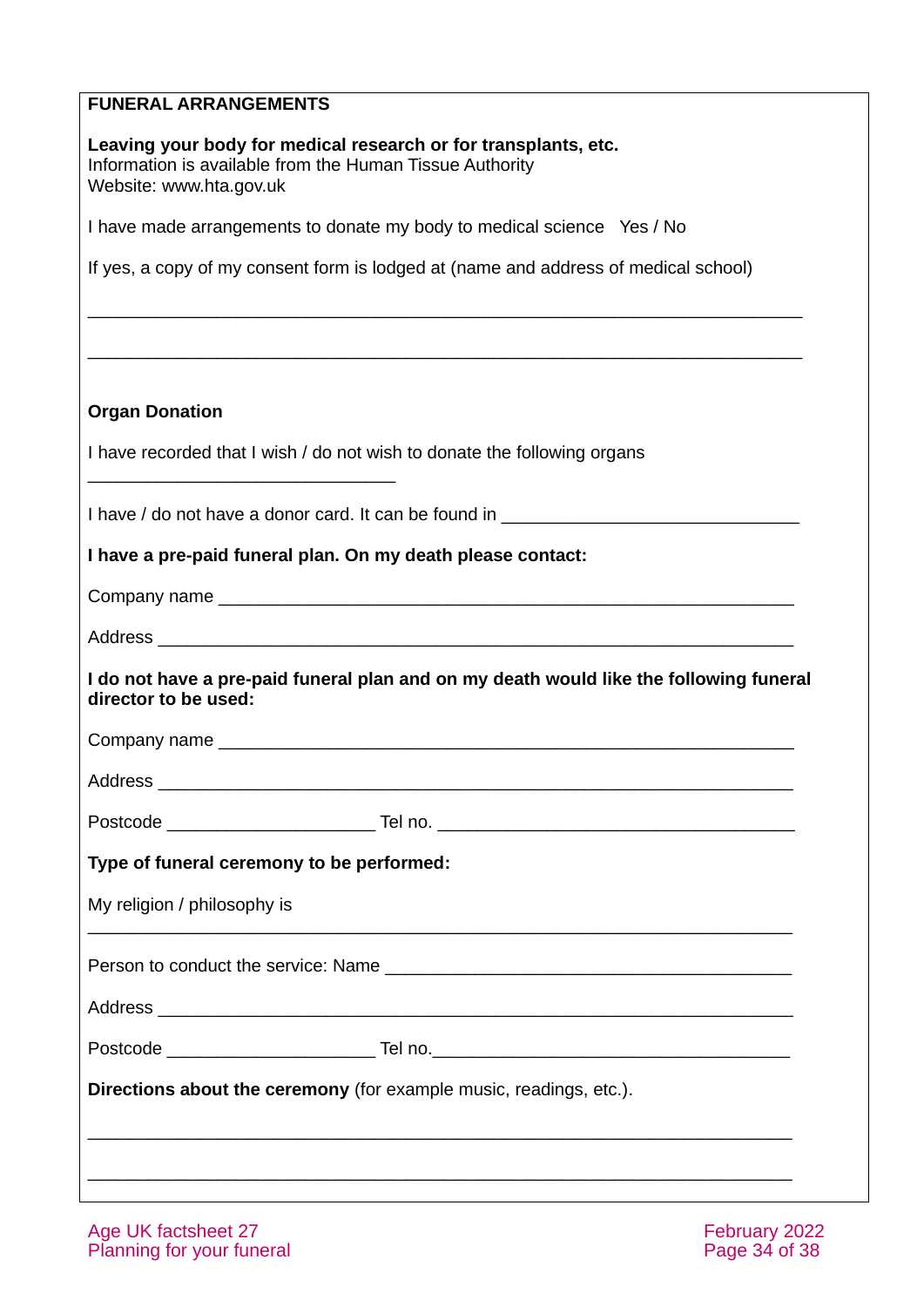**FUNERAL ARRANGEMENTS**

**Leaving your body for medical research or for transplants, etc.**
Information is available from the Human Tissue Authority
Website: www.hta.gov.uk

I have made arrangements to donate my body to medical science   Yes / No

If yes, a copy of my consent form is lodged at (name and address of medical school)

______________________________________________________________________

______________________________________________________________________

**Organ Donation**

I have recorded that I wish / do not wish to donate the following organs
______________________________

I have / do not have a donor card. It can be found in ____________________________

**I have a pre-paid funeral plan. On my death please contact:**

Company name ___________________________________________________

Address ________________________________________________________

**I do not have a pre-paid funeral plan and on my death would like the following funeral director to be used:**

Company name ___________________________________________________

Address ________________________________________________________

Postcode ____________________ Tel no. __________________________________

**Type of funeral ceremony to be performed:**

My religion / philosophy is
______________________________________________________________________

Person to conduct the service: Name ________________________________________

Address ________________________________________________________

Postcode ____________________ Tel no.__________________________________

**Directions about the ceremony** (for example music, readings, etc.).

______________________________________________________________________

______________________________________________________________________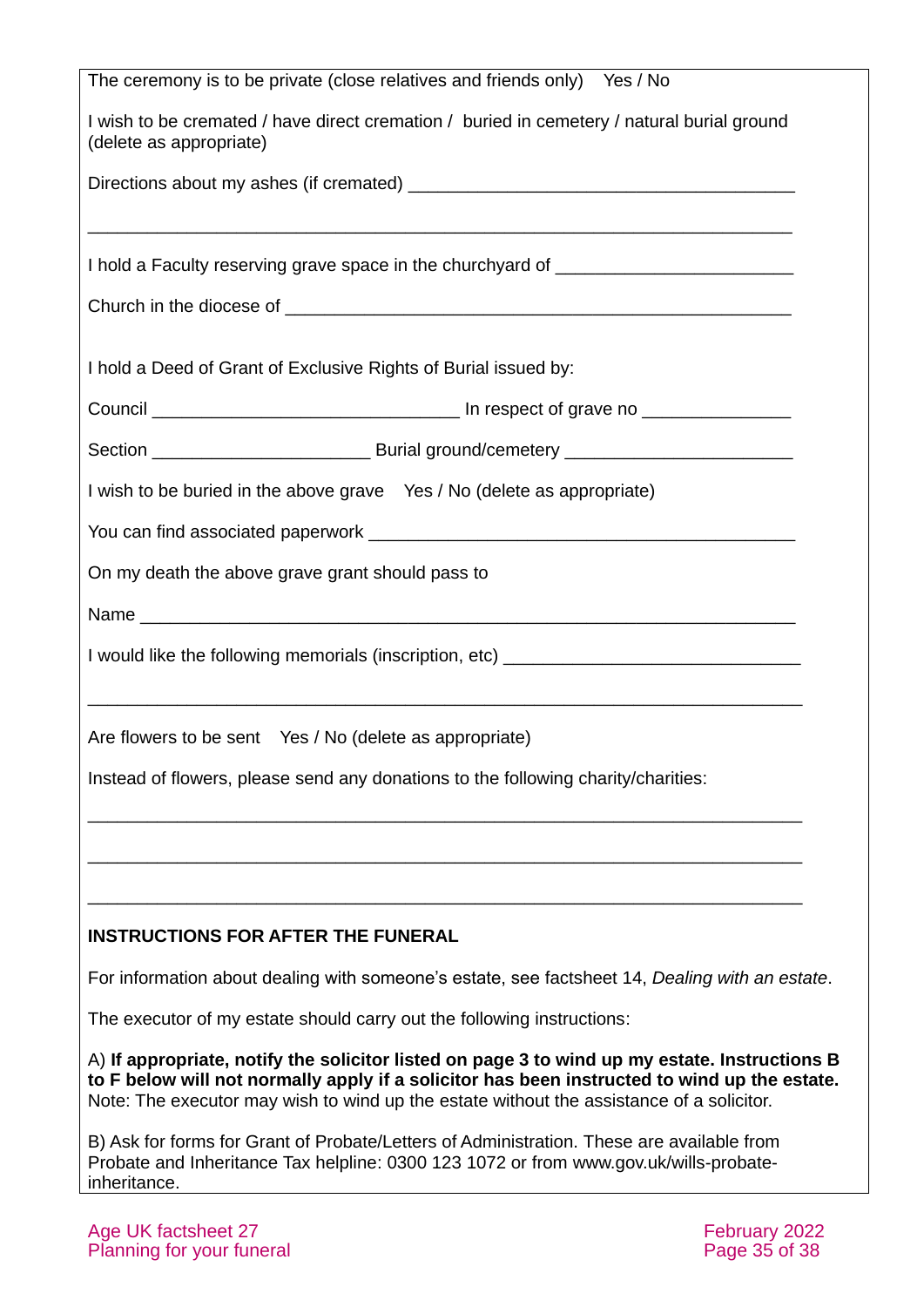The ceremony is to be private (close relatives and friends only) Yes / No

I wish to be cremated / have direct cremation / buried in cemetery / natural burial ground (delete as appropriate)

Directions about my ashes (if cremated) ________________________________________

________________________________________________________________________

I hold a Faculty reserving grave space in the churchyard of ________________________

Church in the diocese of ____________________________________________________

I hold a Deed of Grant of Exclusive Rights of Burial issued by:

Council _______________________________ In respect of grave no _______________

Section ______________________ Burial ground/cemetery _______________________

I wish to be buried in the above grave Yes / No (delete as appropriate)

You can find associated paperwork ____________________________________________

On my death the above grave grant should pass to

Name __________________________________________________________________

I would like the following memorials (inscription, etc) ______________________________

________________________________________________________________________

Are flowers to be sent Yes / No (delete as appropriate)

Instead of flowers, please send any donations to the following charity/charities:

________________________________________________________________________

________________________________________________________________________

________________________________________________________________________

**INSTRUCTIONS FOR AFTER THE FUNERAL**

For information about dealing with someone's estate, see factsheet 14, *Dealing with an estate*.

The executor of my estate should carry out the following instructions:

A) **If appropriate, notify the solicitor listed on page 3 to wind up my estate. Instructions B to F below will not normally apply if a solicitor has been instructed to wind up the estate.** Note: The executor may wish to wind up the estate without the assistance of a solicitor.

B) Ask for forms for Grant of Probate/Letters of Administration. These are available from Probate and Inheritance Tax helpline: 0300 123 1072 or from www.gov.uk/wills-probate-inheritance.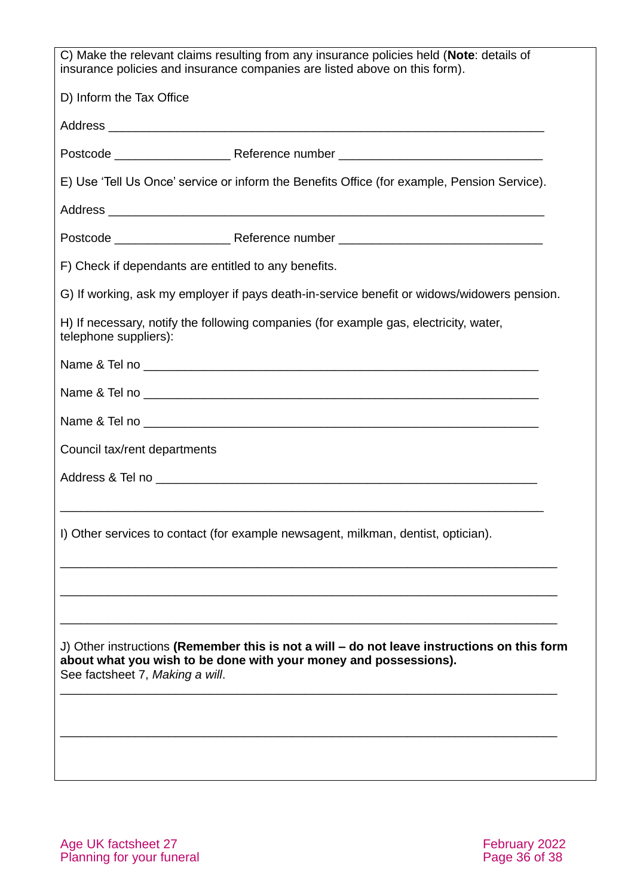C) Make the relevant claims resulting from any insurance policies held (**Note**: details of insurance policies and insurance companies are listed above on this form).

D) Inform the Tax Office

Address ____________________________________________________________

Postcode ________________ Reference number ____________________________

E) Use 'Tell Us Once' service or inform the Benefits Office (for example, Pension Service).

Address ____________________________________________________________

Postcode ________________ Reference number ____________________________

F) Check if dependants are entitled to any benefits.

G) If working, ask my employer if pays death-in-service benefit or widows/widowers pension.

H) If necessary, notify the following companies (for example gas, electricity, water, telephone suppliers):

Name & Tel no _______________________________________________________

Name & Tel no _______________________________________________________

Name & Tel no _______________________________________________________

Council tax/rent departments

Address & Tel no _____________________________________________________

____________________________________________________________________

I) Other services to contact (for example newsagent, milkman, dentist, optician).

____________________________________________________________________

____________________________________________________________________

____________________________________________________________________

J) Other instructions **(Remember this is not a will – do not leave instructions on this form about what you wish to be done with your money and possessions).**
See factsheet 7, *Making a will*.

____________________________________________________________________

____________________________________________________________________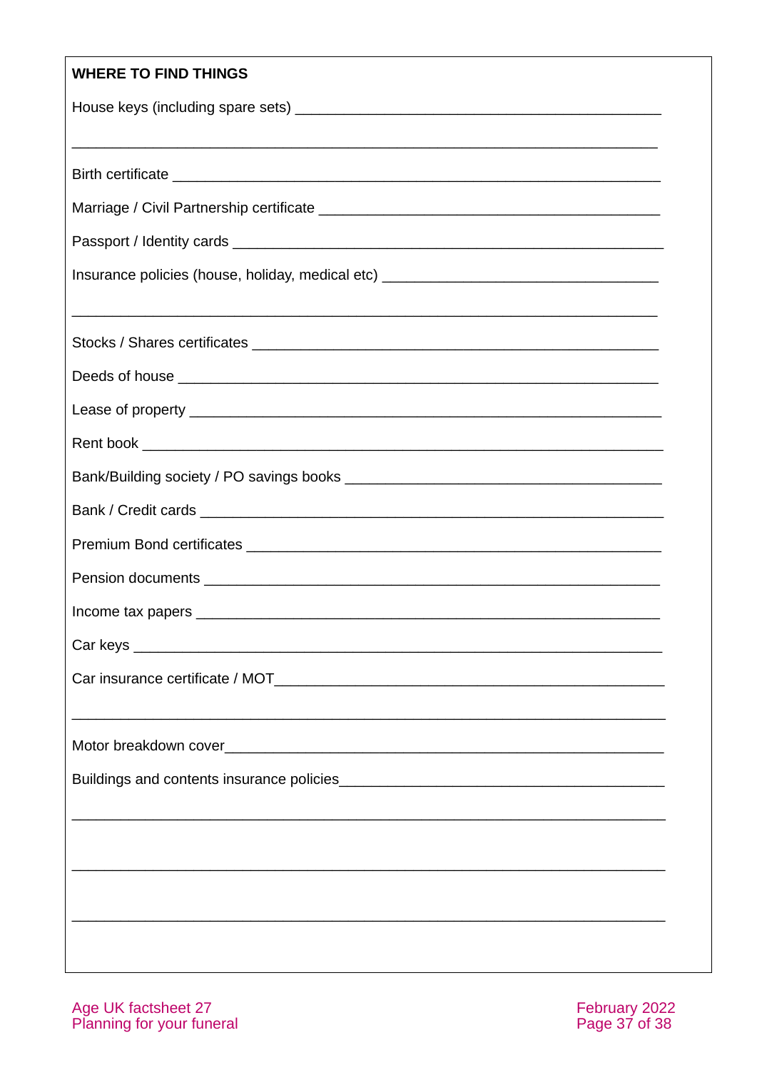**WHERE TO FIND THINGS**

House keys (including spare sets) ______________________________________________

_____________________________________________________________________________

Birth certificate _______________________________________________________________

Marriage / Civil Partnership certificate ___________________________________________

Passport / Identity cards __________________________________________________

Insurance policies (house, holiday, medical etc) ____________________________________

_____________________________________________________________________________

Stocks / Shares certificates _________________________________________________

Deeds of house _________________________________________________________

Lease of property _______________________________________________________

Rent book ____________________________________________________________

Bank/Building society / PO savings books _______________________________________

Bank / Credit cards ______________________________________________________

Premium Bond certificates _________________________________________________

Pension documents _______________________________________________________

Income tax papers _______________________________________________________

Car keys _____________________________________________________________

Car insurance certificate / MOT____________________________________________

_____________________________________________________________________________

Motor breakdown cover_____________________________________________________

Buildings and contents insurance policies___________________________________

_____________________________________________________________________________

_____________________________________________________________________________

_____________________________________________________________________________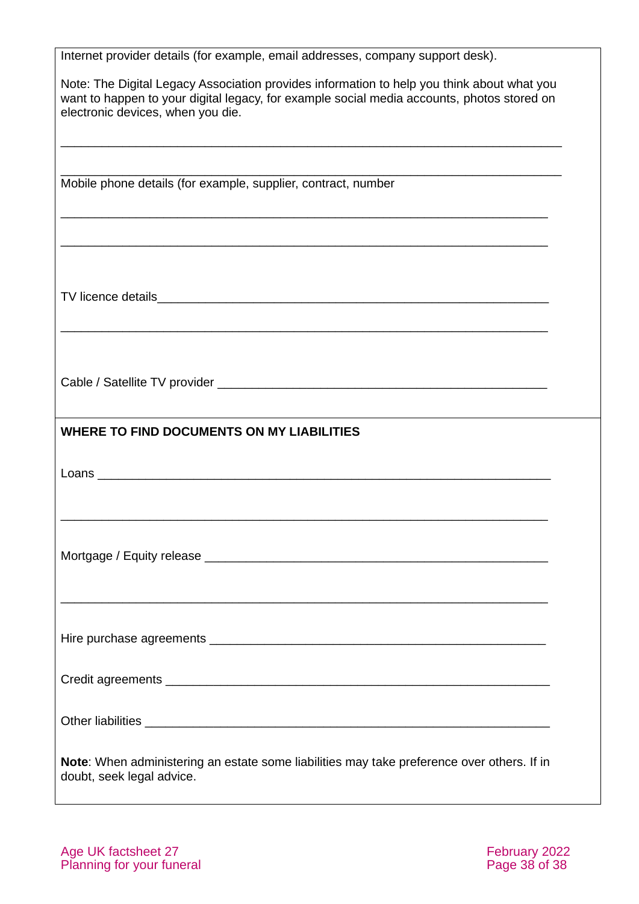Internet provider details (for example, email addresses, company support desk).

Note: The Digital Legacy Association provides information to help you think about what you want to happen to your digital legacy, for example social media accounts, photos stored on electronic devices, when you die.

______________________________________________________________________

______________________________________________________________________

Mobile phone details (for example, supplier, contract, number

______________________________________________________________________

______________________________________________________________________

TV licence details_______________________________________________________

______________________________________________________________________

Cable / Satellite TV provider _____________________________________________

**WHERE TO FIND DOCUMENTS ON MY LIABILITIES**

Loans _________________________________________________________________

______________________________________________________________________

Mortgage / Equity release _________________________________________________

______________________________________________________________________

Hire purchase agreements _________________________________________________

Credit agreements _______________________________________________________

Other liabilities _________________________________________________________

**Note**: When administering an estate some liabilities may take preference over others. If in doubt, seek legal advice.